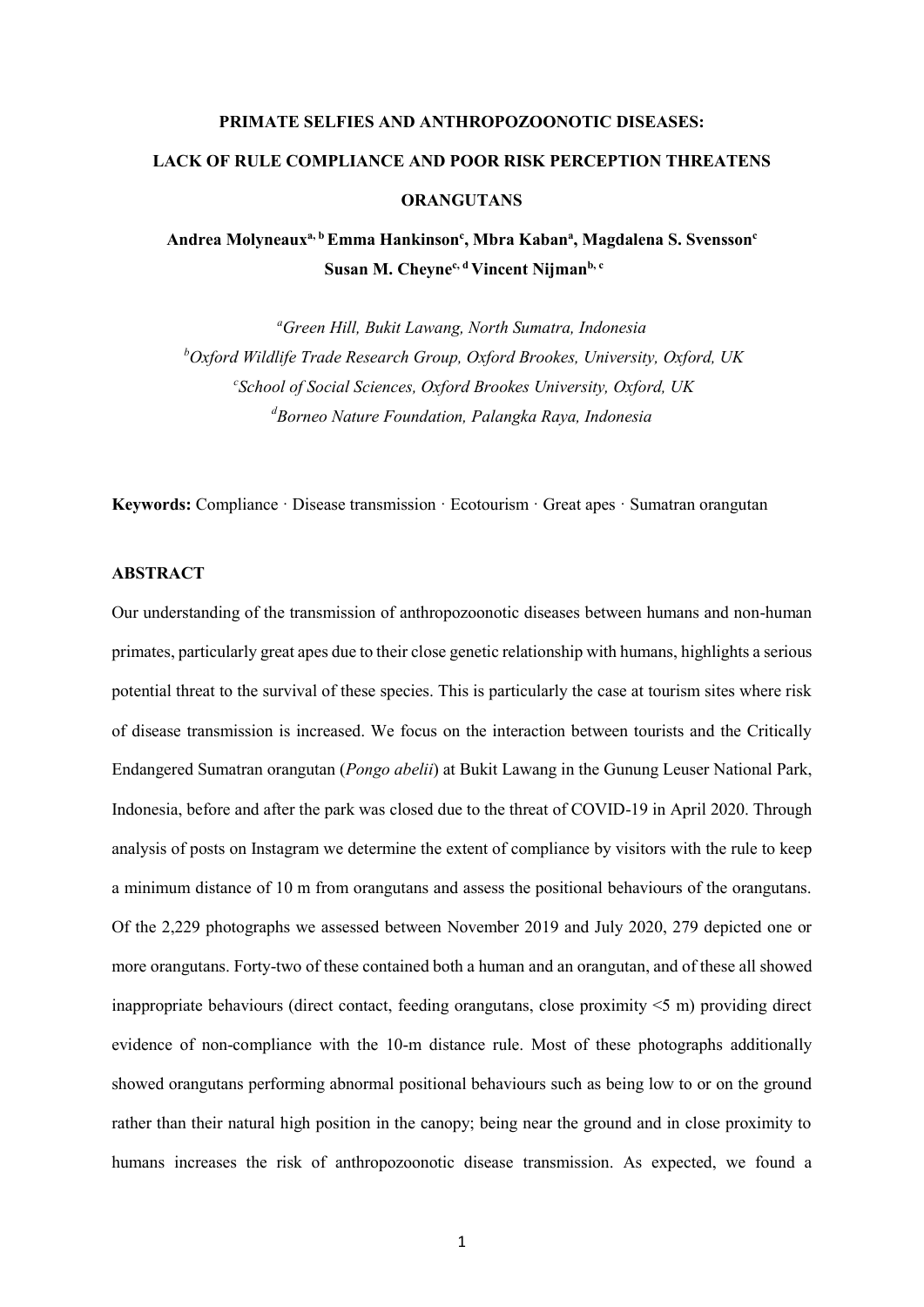# PRIMATE SELFIES AND ANTHROPOZOONOTIC DISEASES: LACK OF RULE COMPLIANCE AND POOR RISK PERCEPTION THREATENS ORANGUTANS

**Andrea Molyneux[a, b] Emma Hankinson[c], Mbra Kaban[a], Magdalena S. Svensson[c] Susan M. Cheyne[c, d] Vincent Nijman[b, c]**

*[a]Green Hill, Bukit Lawang, North Sumatra, Indonesia*
*[b]Oxford Wildlife Trade Research Group, Oxford Brookes, University, Oxford, UK*
*[c]School of Social Sciences, Oxford Brookes University, Oxford, UK*
*[d]Borneo Nature Foundation, Palangka Raya, Indonesia*

**Keywords:** Compliance · Disease transmission · Ecotourism · Great apes · Sumatran orangutan

## ABSTRACT

Our understanding of the transmission of anthropozoonotic diseases between humans and non-human primates, particularly great apes due to their close genetic relationship with humans, highlights a serious potential threat to the survival of these species. This is particularly the case at tourism sites where risk of disease transmission is increased. We focus on the interaction between tourists and the Critically Endangered Sumatran orangutan (*Pongo abelii*) at Bukit Lawang in the Gunung Leuser National Park, Indonesia, before and after the park was closed due to the threat of COVID-19 in April 2020. Through analysis of posts on Instagram we determine the extent of compliance by visitors with the rule to keep a minimum distance of 10 m from orangutans and assess the positional behaviours of the orangutans. Of the 2,229 photographs we assessed between November 2019 and July 2020, 279 depicted one or more orangutans. Forty-two of these contained both a human and an orangutan, and of these all showed inappropriate behaviours (direct contact, feeding orangutans, close proximity <5 m) providing direct evidence of non-compliance with the 10-m distance rule. Most of these photographs additionally showed orangutans performing abnormal positional behaviours such as being low to or on the ground rather than their natural high position in the canopy; being near the ground and in close proximity to humans increases the risk of anthropozoonotic disease transmission. As expected, we found a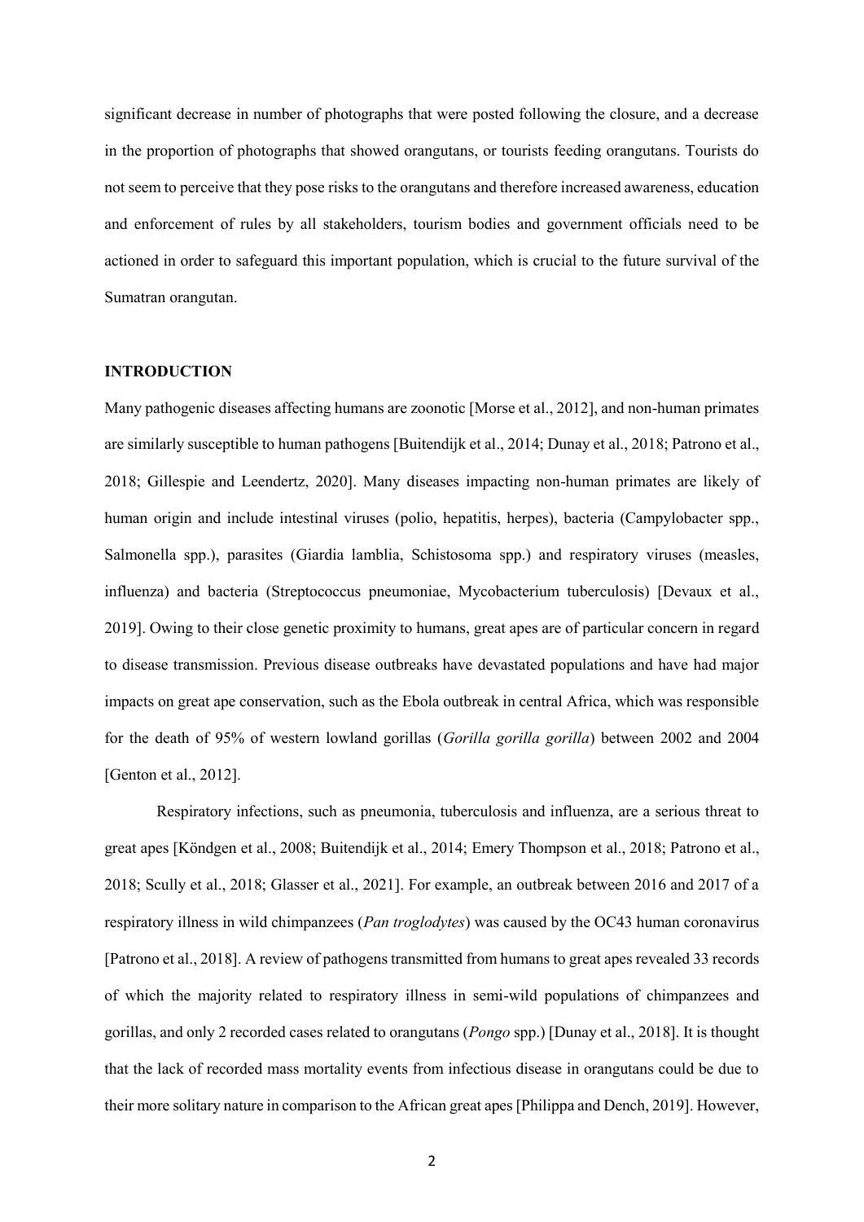significant decrease in number of photographs that were posted following the closure, and a decrease in the proportion of photographs that showed orangutans, or tourists feeding orangutans. Tourists do not seem to perceive that they pose risks to the orangutans and therefore increased awareness, education and enforcement of rules by all stakeholders, tourism bodies and government officials need to be actioned in order to safeguard this important population, which is crucial to the future survival of the Sumatran orangutan.

## INTRODUCTION

Many pathogenic diseases affecting humans are zoonotic [Morse et al., 2012], and non-human primates are similarly susceptible to human pathogens [Buitendijk et al., 2014; Dunay et al., 2018; Patrono et al., 2018; Gillespie and Leendertz, 2020]. Many diseases impacting non-human primates are likely of human origin and include intestinal viruses (polio, hepatitis, herpes), bacteria (Campylobacter spp., Salmonella spp.), parasites (Giardia lamblia, Schistosoma spp.) and respiratory viruses (measles, influenza) and bacteria (Streptococcus pneumoniae, Mycobacterium tuberculosis) [Devaux et al., 2019]. Owing to their close genetic proximity to humans, great apes are of particular concern in regard to disease transmission. Previous disease outbreaks have devastated populations and have had major impacts on great ape conservation, such as the Ebola outbreak in central Africa, which was responsible for the death of 95% of western lowland gorillas (*Gorilla gorilla gorilla*) between 2002 and 2004 [Genton et al., 2012].

Respiratory infections, such as pneumonia, tuberculosis and influenza, are a serious threat to great apes [Köndgen et al., 2008; Buitendijk et al., 2014; Emery Thompson et al., 2018; Patrono et al., 2018; Scully et al., 2018; Glasser et al., 2021]. For example, an outbreak between 2016 and 2017 of a respiratory illness in wild chimpanzees (*Pan troglodytes*) was caused by the OC43 human coronavirus [Patrono et al., 2018]. A review of pathogens transmitted from humans to great apes revealed 33 records of which the majority related to respiratory illness in semi-wild populations of chimpanzees and gorillas, and only 2 recorded cases related to orangutans (*Pongo* spp.) [Dunay et al., 2018]. It is thought that the lack of recorded mass mortality events from infectious disease in orangutans could be due to their more solitary nature in comparison to the African great apes [Philippa and Dench, 2019]. However,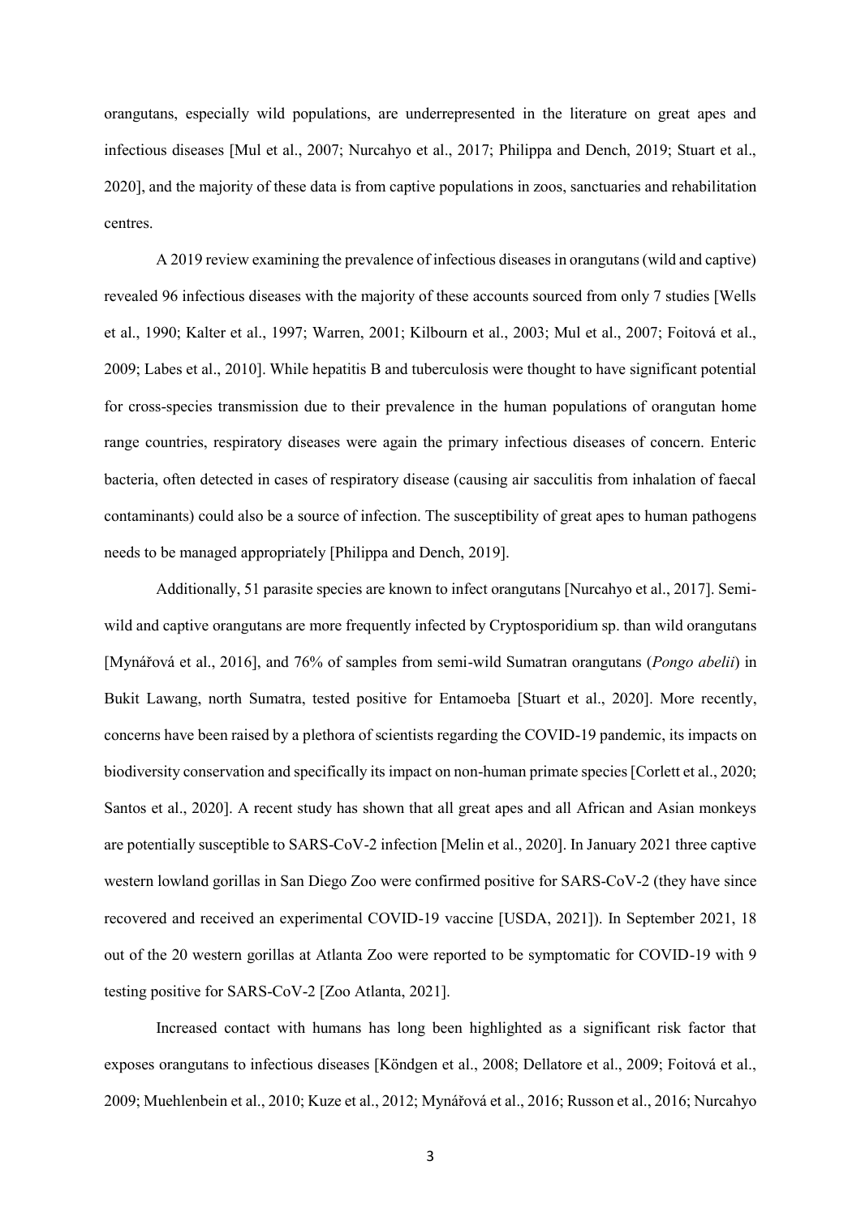orangutans, especially wild populations, are underrepresented in the literature on great apes and infectious diseases [Mul et al., 2007; Nurcahyo et al., 2017; Philippa and Dench, 2019; Stuart et al., 2020], and the majority of these data is from captive populations in zoos, sanctuaries and rehabilitation centres.

A 2019 review examining the prevalence of infectious diseases in orangutans (wild and captive) revealed 96 infectious diseases with the majority of these accounts sourced from only 7 studies [Wells et al., 1990; Kalter et al., 1997; Warren, 2001; Kilbourn et al., 2003; Mul et al., 2007; Foitová et al., 2009; Labes et al., 2010]. While hepatitis B and tuberculosis were thought to have significant potential for cross-species transmission due to their prevalence in the human populations of orangutan home range countries, respiratory diseases were again the primary infectious diseases of concern. Enteric bacteria, often detected in cases of respiratory disease (causing air sacculitis from inhalation of faecal contaminants) could also be a source of infection. The susceptibility of great apes to human pathogens needs to be managed appropriately [Philippa and Dench, 2019].

Additionally, 51 parasite species are known to infect orangutans [Nurcahyo et al., 2017]. Semi-wild and captive orangutans are more frequently infected by Cryptosporidium sp. than wild orangutans [Mynářová et al., 2016], and 76% of samples from semi-wild Sumatran orangutans (*Pongo abelii*) in Bukit Lawang, north Sumatra, tested positive for Entamoeba [Stuart et al., 2020]. More recently, concerns have been raised by a plethora of scientists regarding the COVID-19 pandemic, its impacts on biodiversity conservation and specifically its impact on non-human primate species [Corlett et al., 2020; Santos et al., 2020]. A recent study has shown that all great apes and all African and Asian monkeys are potentially susceptible to SARS-CoV-2 infection [Melin et al., 2020]. In January 2021 three captive western lowland gorillas in San Diego Zoo were confirmed positive for SARS-CoV-2 (they have since recovered and received an experimental COVID-19 vaccine [USDA, 2021]). In September 2021, 18 out of the 20 western gorillas at Atlanta Zoo were reported to be symptomatic for COVID-19 with 9 testing positive for SARS-CoV-2 [Zoo Atlanta, 2021].

Increased contact with humans has long been highlighted as a significant risk factor that exposes orangutans to infectious diseases [Köndgen et al., 2008; Dellatore et al., 2009; Foitová et al., 2009; Muehlenbein et al., 2010; Kuze et al., 2012; Mynářová et al., 2016; Russon et al., 2016; Nurcahyo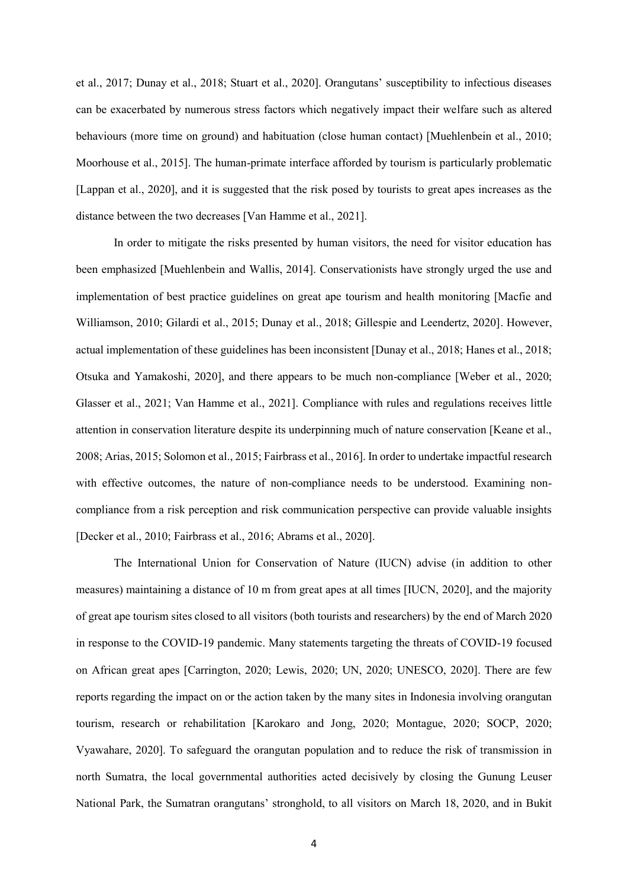et al., 2017; Dunay et al., 2018; Stuart et al., 2020]. Orangutans' susceptibility to infectious diseases can be exacerbated by numerous stress factors which negatively impact their welfare such as altered behaviours (more time on ground) and habituation (close human contact) [Muehlenbein et al., 2010; Moorhouse et al., 2015]. The human-primate interface afforded by tourism is particularly problematic [Lappan et al., 2020], and it is suggested that the risk posed by tourists to great apes increases as the distance between the two decreases [Van Hamme et al., 2021].

In order to mitigate the risks presented by human visitors, the need for visitor education has been emphasized [Muehlenbein and Wallis, 2014]. Conservationists have strongly urged the use and implementation of best practice guidelines on great ape tourism and health monitoring [Macfie and Williamson, 2010; Gilardi et al., 2015; Dunay et al., 2018; Gillespie and Leendertz, 2020]. However, actual implementation of these guidelines has been inconsistent [Dunay et al., 2018; Hanes et al., 2018; Otsuka and Yamakoshi, 2020], and there appears to be much non-compliance [Weber et al., 2020; Glasser et al., 2021; Van Hamme et al., 2021]. Compliance with rules and regulations receives little attention in conservation literature despite its underpinning much of nature conservation [Keane et al., 2008; Arias, 2015; Solomon et al., 2015; Fairbrass et al., 2016]. In order to undertake impactful research with effective outcomes, the nature of non-compliance needs to be understood. Examining non-compliance from a risk perception and risk communication perspective can provide valuable insights [Decker et al., 2010; Fairbrass et al., 2016; Abrams et al., 2020].

The International Union for Conservation of Nature (IUCN) advise (in addition to other measures) maintaining a distance of 10 m from great apes at all times [IUCN, 2020], and the majority of great ape tourism sites closed to all visitors (both tourists and researchers) by the end of March 2020 in response to the COVID-19 pandemic. Many statements targeting the threats of COVID-19 focused on African great apes [Carrington, 2020; Lewis, 2020; UN, 2020; UNESCO, 2020]. There are few reports regarding the impact on or the action taken by the many sites in Indonesia involving orangutan tourism, research or rehabilitation [Karokaro and Jong, 2020; Montague, 2020; SOCP, 2020; Vyawahare, 2020]. To safeguard the orangutan population and to reduce the risk of transmission in north Sumatra, the local governmental authorities acted decisively by closing the Gunung Leuser National Park, the Sumatran orangutans' stronghold, to all visitors on March 18, 2020, and in Bukit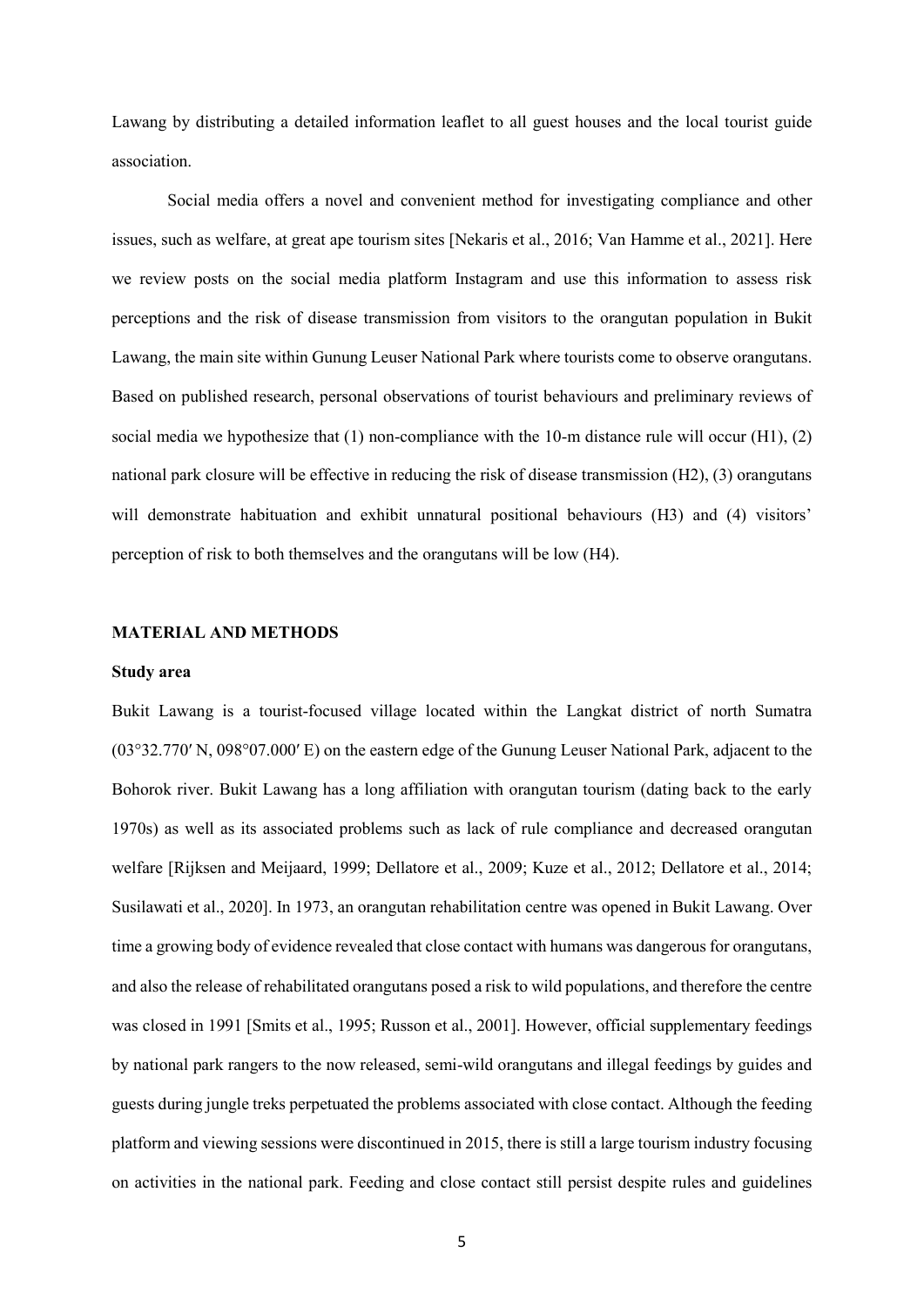Lawang by distributing a detailed information leaflet to all guest houses and the local tourist guide association.

Social media offers a novel and convenient method for investigating compliance and other issues, such as welfare, at great ape tourism sites [Nekaris et al., 2016; Van Hamme et al., 2021]. Here we review posts on the social media platform Instagram and use this information to assess risk perceptions and the risk of disease transmission from visitors to the orangutan population in Bukit Lawang, the main site within Gunung Leuser National Park where tourists come to observe orangutans. Based on published research, personal observations of tourist behaviours and preliminary reviews of social media we hypothesize that (1) non-compliance with the 10-m distance rule will occur (H1), (2) national park closure will be effective in reducing the risk of disease transmission (H2), (3) orangutans will demonstrate habituation and exhibit unnatural positional behaviours (H3) and (4) visitors' perception of risk to both themselves and the orangutans will be low (H4).

## MATERIAL AND METHODS

### Study area

Bukit Lawang is a tourist-focused village located within the Langkat district of north Sumatra (03°32.770′ N, 098°07.000′ E) on the eastern edge of the Gunung Leuser National Park, adjacent to the Bohorok river. Bukit Lawang has a long affiliation with orangutan tourism (dating back to the early 1970s) as well as its associated problems such as lack of rule compliance and decreased orangutan welfare [Rijksen and Meijaard, 1999; Dellatore et al., 2009; Kuze et al., 2012; Dellatore et al., 2014; Susilawati et al., 2020]. In 1973, an orangutan rehabilitation centre was opened in Bukit Lawang. Over time a growing body of evidence revealed that close contact with humans was dangerous for orangutans, and also the release of rehabilitated orangutans posed a risk to wild populations, and therefore the centre was closed in 1991 [Smits et al., 1995; Russon et al., 2001]. However, official supplementary feedings by national park rangers to the now released, semi-wild orangutans and illegal feedings by guides and guests during jungle treks perpetuated the problems associated with close contact. Although the feeding platform and viewing sessions were discontinued in 2015, there is still a large tourism industry focusing on activities in the national park. Feeding and close contact still persist despite rules and guidelines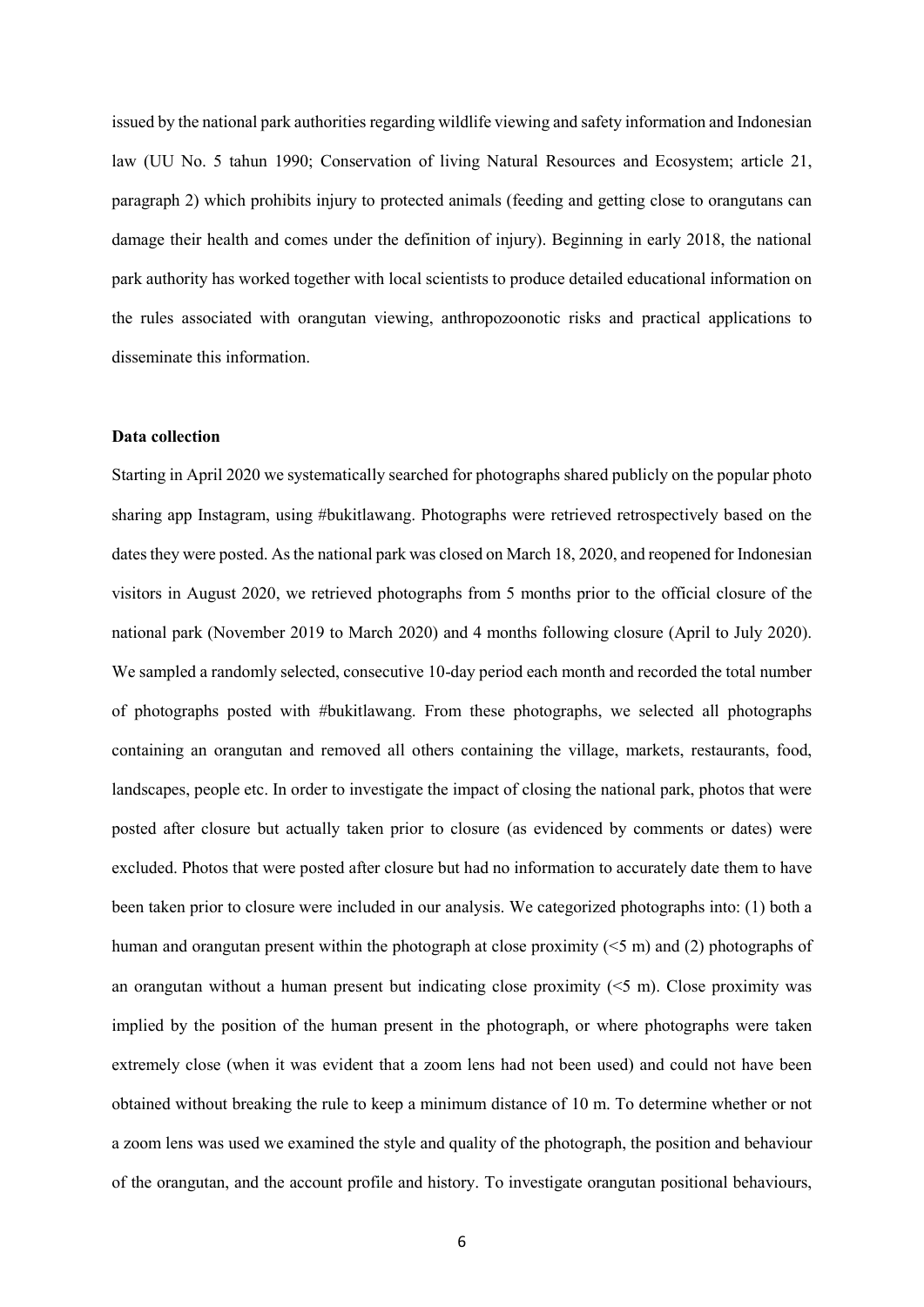issued by the national park authorities regarding wildlife viewing and safety information and Indonesian law (UU No. 5 tahun 1990; Conservation of living Natural Resources and Ecosystem; article 21, paragraph 2) which prohibits injury to protected animals (feeding and getting close to orangutans can damage their health and comes under the definition of injury). Beginning in early 2018, the national park authority has worked together with local scientists to produce detailed educational information on the rules associated with orangutan viewing, anthropozoonotic risks and practical applications to disseminate this information.

**Data collection**

Starting in April 2020 we systematically searched for photographs shared publicly on the popular photo sharing app Instagram, using #bukitlawang. Photographs were retrieved retrospectively based on the dates they were posted. As the national park was closed on March 18, 2020, and reopened for Indonesian visitors in August 2020, we retrieved photographs from 5 months prior to the official closure of the national park (November 2019 to March 2020) and 4 months following closure (April to July 2020). We sampled a randomly selected, consecutive 10-day period each month and recorded the total number of photographs posted with #bukitlawang. From these photographs, we selected all photographs containing an orangutan and removed all others containing the village, markets, restaurants, food, landscapes, people etc. In order to investigate the impact of closing the national park, photos that were posted after closure but actually taken prior to closure (as evidenced by comments or dates) were excluded. Photos that were posted after closure but had no information to accurately date them to have been taken prior to closure were included in our analysis. We categorized photographs into: (1) both a human and orangutan present within the photograph at close proximity (<5 m) and (2) photographs of an orangutan without a human present but indicating close proximity (<5 m). Close proximity was implied by the position of the human present in the photograph, or where photographs were taken extremely close (when it was evident that a zoom lens had not been used) and could not have been obtained without breaking the rule to keep a minimum distance of 10 m. To determine whether or not a zoom lens was used we examined the style and quality of the photograph, the position and behaviour of the orangutan, and the account profile and history. To investigate orangutan positional behaviours,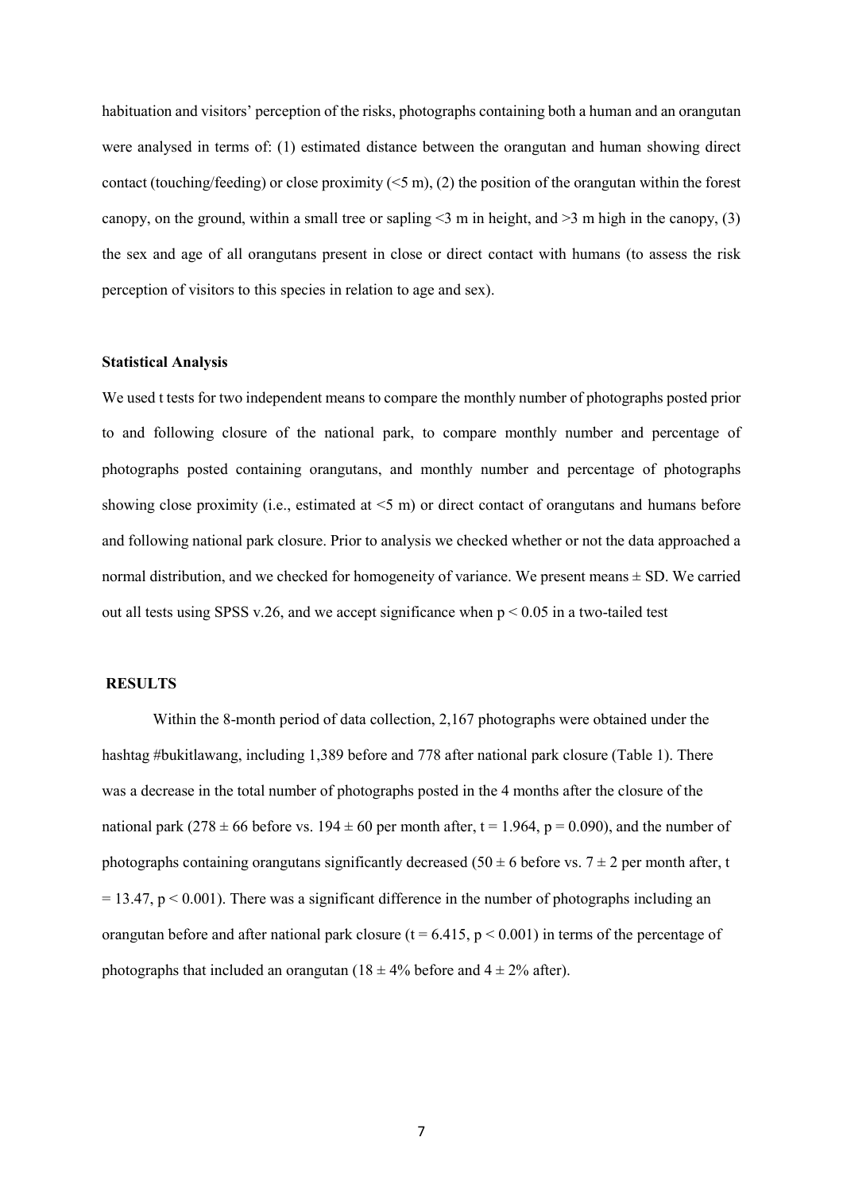habituation and visitors' perception of the risks, photographs containing both a human and an orangutan were analysed in terms of: (1) estimated distance between the orangutan and human showing direct contact (touching/feeding) or close proximity (<5 m), (2) the position of the orangutan within the forest canopy, on the ground, within a small tree or sapling <3 m in height, and >3 m high in the canopy, (3) the sex and age of all orangutans present in close or direct contact with humans (to assess the risk perception of visitors to this species in relation to age and sex).

**Statistical Analysis**

We used t tests for two independent means to compare the monthly number of photographs posted prior to and following closure of the national park, to compare monthly number and percentage of photographs posted containing orangutans, and monthly number and percentage of photographs showing close proximity (i.e., estimated at <5 m) or direct contact of orangutans and humans before and following national park closure. Prior to analysis we checked whether or not the data approached a normal distribution, and we checked for homogeneity of variance. We present means ± SD. We carried out all tests using SPSS v.26, and we accept significance when $p < 0.05$ in a two-tailed test

**RESULTS**

Within the 8-month period of data collection, 2,167 photographs were obtained under the hashtag #bukitlawang, including 1,389 before and 778 after national park closure (Table 1). There was a decrease in the total number of photographs posted in the 4 months after the closure of the national park ($278 \pm 66$ before vs. $194 \pm 60$ per month after, $t = 1.964$, $p = 0.090$), and the number of photographs containing orangutans significantly decreased ($50 \pm 6$ before vs. $7 \pm 2$ per month after, $t = 13.47$, $p < 0.001$). There was a significant difference in the number of photographs including an orangutan before and after national park closure ($t = 6.415$, $p < 0.001$) in terms of the percentage of photographs that included an orangutan ($18 \pm 4\%$ before and $4 \pm 2\%$ after).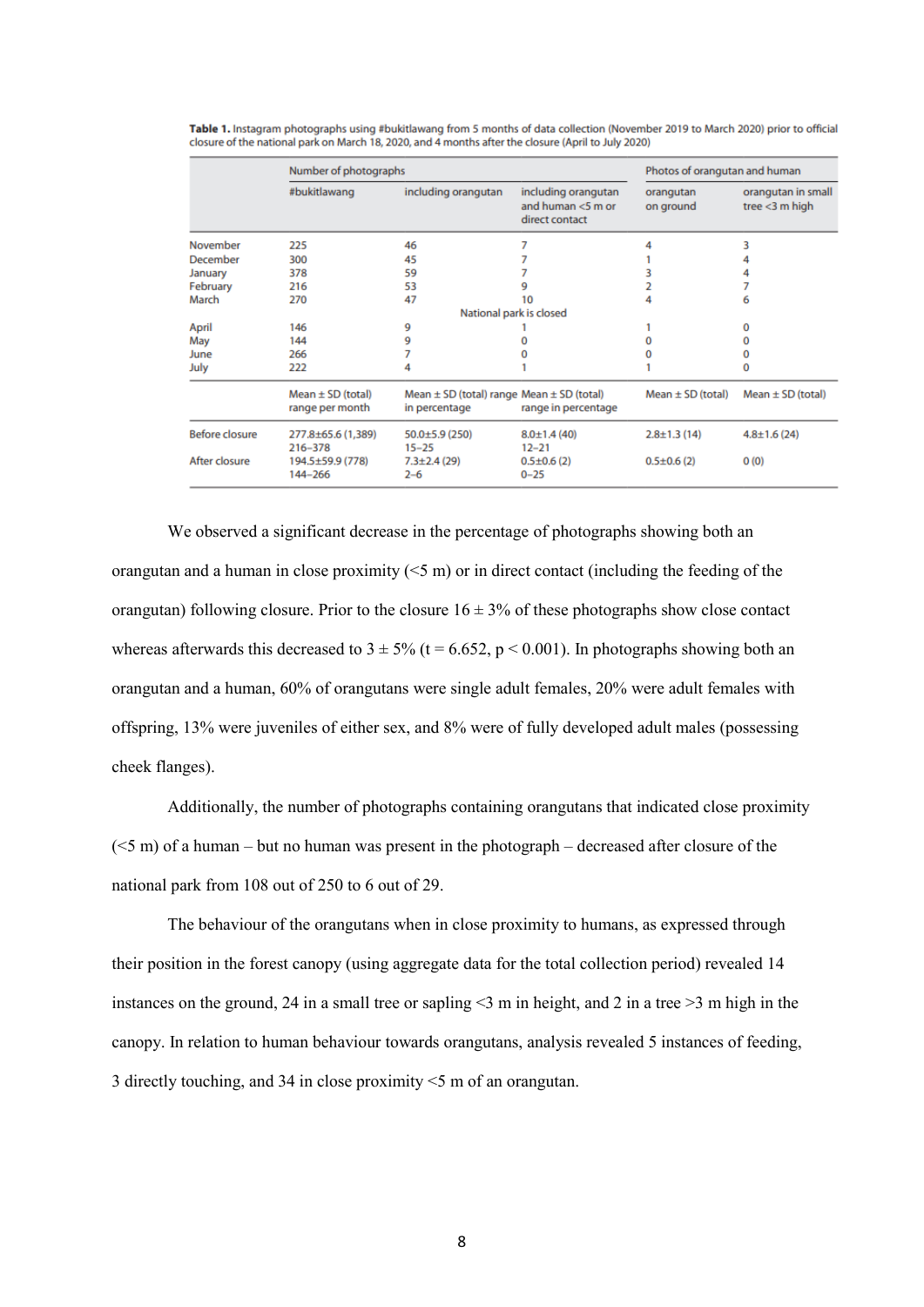**Table 1.** Instagram photographs using #bukitlawang from 5 months of data collection (November 2019 to March 2020) prior to official closure of the national park on March 18, 2020, and 4 months after the closure (April to July 2020)

| | Number of photographs | | | Photos of orangutan and human | |
|---|---|---|---|---|---|
| | #bukitlawang | including orangutan | including orangutan and human <5 m or direct contact | orangutan on ground | orangutan in small tree <3 m high |
| November | 225 | 46 | 7 | 4 | 3 |
| December | 300 | 45 | 7 | 1 | 4 |
| January | 378 | 59 | 7 | 3 | 4 |
| February | 216 | 53 | 9 | 2 | 7 |
| March | 270 | 47 | 10 | 4 | 6 |
| | | National park is closed | | | |
| April | 146 | 9 | 1 | 1 | 0 |
| May | 144 | 9 | 0 | 0 | 0 |
| June | 266 | 7 | 0 | 0 | 0 |
| July | 222 | 4 | 1 | 1 | 0 |
| | Mean ± SD (total) range per month | Mean ± SD (total) range in percentage | Mean ± SD (total) range in percentage | Mean ± SD (total) | Mean ± SD (total) |
| Before closure | 277.8±65.6 (1,389) 216–378 | 50.0±5.9 (250) 15–25 | 8.0±1.4 (40) 12–21 | 2.8±1.3 (14) | 4.8±1.6 (24) |
| After closure | 194.5±59.9 (778) 144–266 | 7.3±2.4 (29) 2–6 | 0.5±0.6 (2) 0–25 | 0.5±0.6 (2) | 0 (0) |

We observed a significant decrease in the percentage of photographs showing both an orangutan and a human in close proximity (<5 m) or in direct contact (including the feeding of the orangutan) following closure. Prior to the closure 16 ± 3% of these photographs show close contact whereas afterwards this decreased to 3 ± 5% ($t = 6.652$, $p < 0.001$). In photographs showing both an orangutan and a human, 60% of orangutans were single adult females, 20% were adult females with offspring, 13% were juveniles of either sex, and 8% were of fully developed adult males (possessing cheek flanges).

Additionally, the number of photographs containing orangutans that indicated close proximity (<5 m) of a human – but no human was present in the photograph – decreased after closure of the national park from 108 out of 250 to 6 out of 29.

The behaviour of the orangutans when in close proximity to humans, as expressed through their position in the forest canopy (using aggregate data for the total collection period) revealed 14 instances on the ground, 24 in a small tree or sapling <3 m in height, and 2 in a tree >3 m high in the canopy. In relation to human behaviour towards orangutans, analysis revealed 5 instances of feeding, 3 directly touching, and 34 in close proximity <5 m of an orangutan.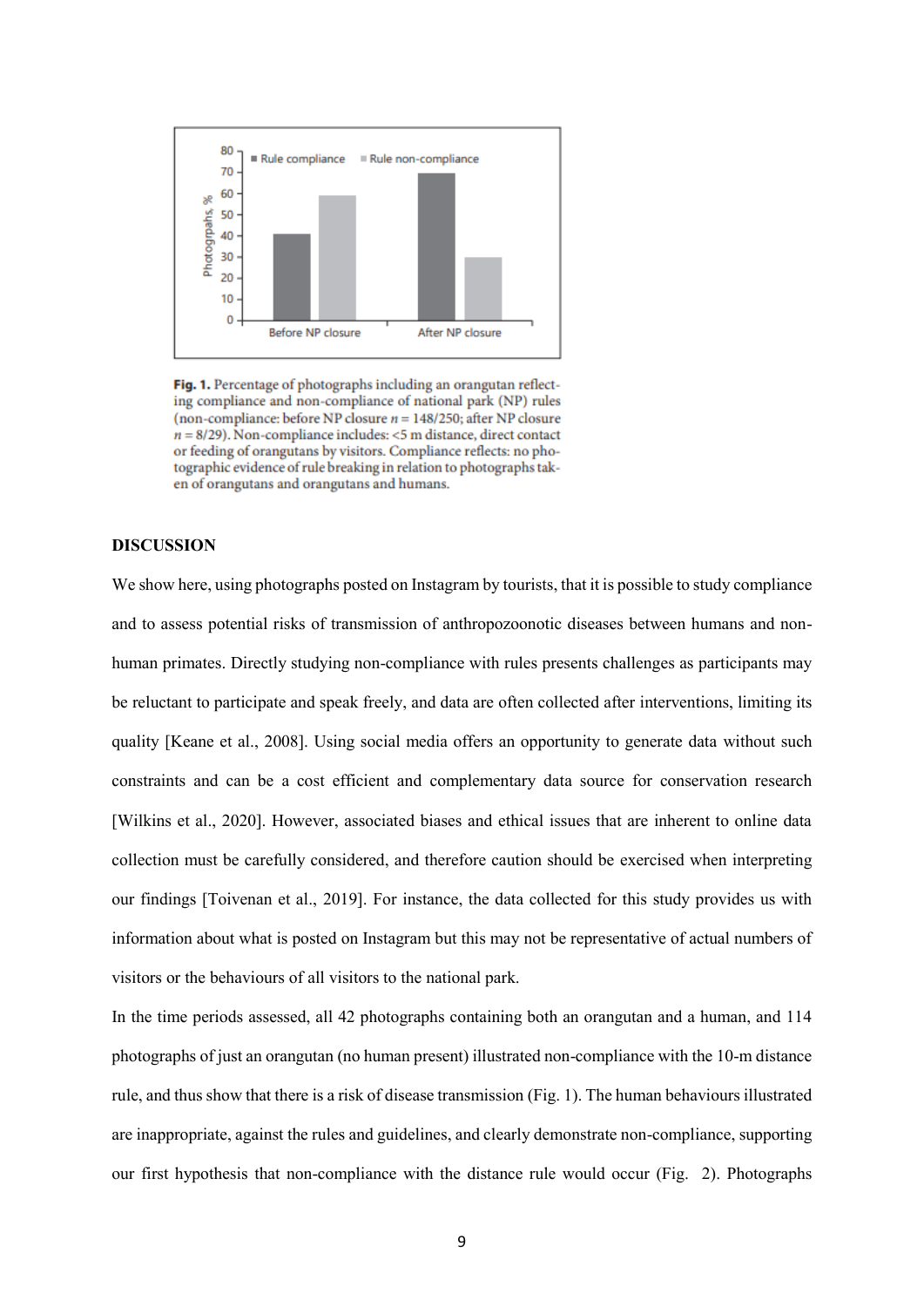**Fig. 1.** Percentage of photographs including an orangutan reflecting compliance and non-compliance of national park (NP) rules (non-compliance: before NP closure $n = 148/250$; after NP closure $n = 8/29$). Non-compliance includes: <5 m distance, direct contact or feeding of orangutans by visitors. Compliance reflects: no photographic evidence of rule breaking in relation to photographs taken of orangutans and orangutans and humans.

## DISCUSSION

We show here, using photographs posted on Instagram by tourists, that it is possible to study compliance and to assess potential risks of transmission of anthropozoonotic diseases between humans and non-human primates. Directly studying non-compliance with rules presents challenges as participants may be reluctant to participate and speak freely, and data are often collected after interventions, limiting its quality [Keane et al., 2008]. Using social media offers an opportunity to generate data without such constraints and can be a cost efficient and complementary data source for conservation research [Wilkins et al., 2020]. However, associated biases and ethical issues that are inherent to online data collection must be carefully considered, and therefore caution should be exercised when interpreting our findings [Toivenan et al., 2019]. For instance, the data collected for this study provides us with information about what is posted on Instagram but this may not be representative of actual numbers of visitors or the behaviours of all visitors to the national park.

In the time periods assessed, all 42 photographs containing both an orangutan and a human, and 114 photographs of just an orangutan (no human present) illustrated non-compliance with the 10-m distance rule, and thus show that there is a risk of disease transmission (Fig. 1). The human behaviours illustrated are inappropriate, against the rules and guidelines, and clearly demonstrate non-compliance, supporting our first hypothesis that non-compliance with the distance rule would occur (Fig. 2). Photographs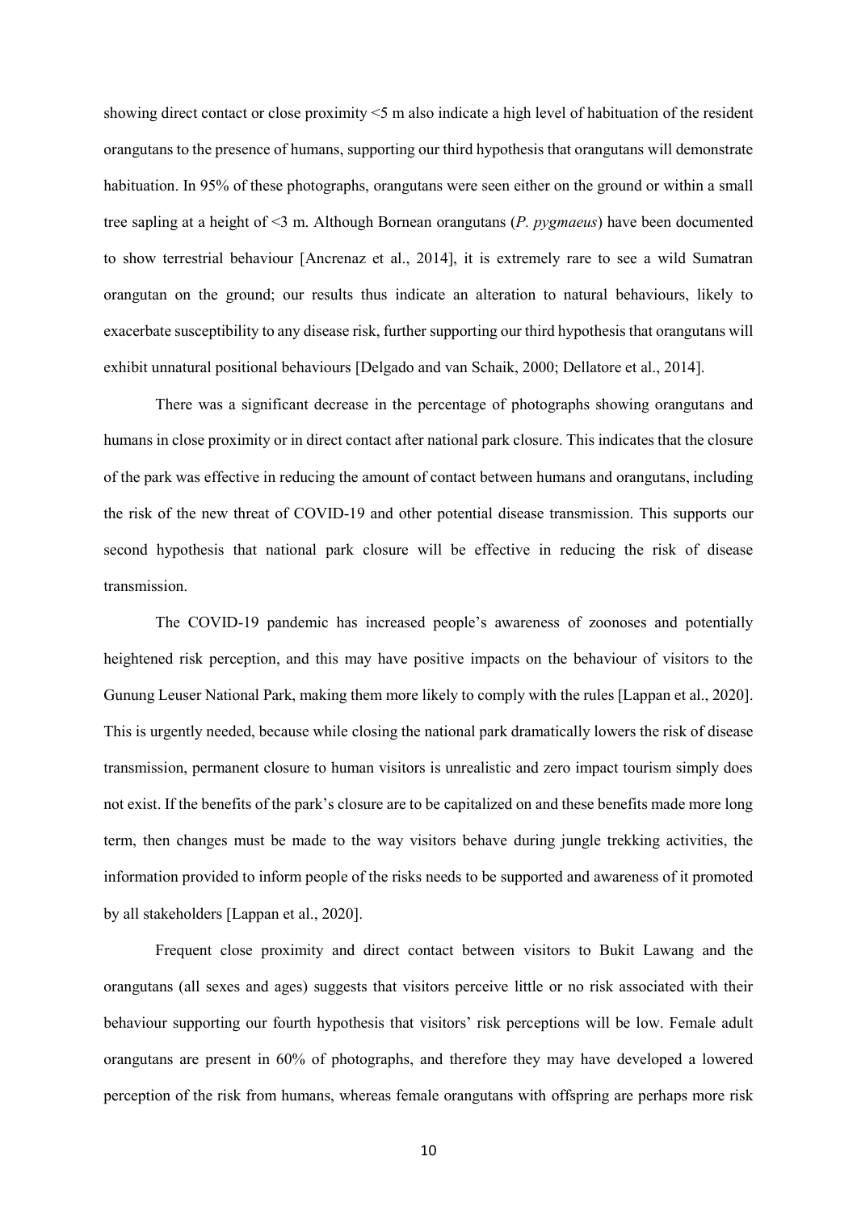showing direct contact or close proximity <5 m also indicate a high level of habituation of the resident orangutans to the presence of humans, supporting our third hypothesis that orangutans will demonstrate habituation. In 95% of these photographs, orangutans were seen either on the ground or within a small tree sapling at a height of <3 m. Although Bornean orangutans (*P. pygmaeus*) have been documented to show terrestrial behaviour [Ancrenaz et al., 2014], it is extremely rare to see a wild Sumatran orangutan on the ground; our results thus indicate an alteration to natural behaviours, likely to exacerbate susceptibility to any disease risk, further supporting our third hypothesis that orangutans will exhibit unnatural positional behaviours [Delgado and van Schaik, 2000; Dellatore et al., 2014].

There was a significant decrease in the percentage of photographs showing orangutans and humans in close proximity or in direct contact after national park closure. This indicates that the closure of the park was effective in reducing the amount of contact between humans and orangutans, including the risk of the new threat of COVID-19 and other potential disease transmission. This supports our second hypothesis that national park closure will be effective in reducing the risk of disease transmission.

The COVID-19 pandemic has increased people's awareness of zoonoses and potentially heightened risk perception, and this may have positive impacts on the behaviour of visitors to the Gunung Leuser National Park, making them more likely to comply with the rules [Lappan et al., 2020]. This is urgently needed, because while closing the national park dramatically lowers the risk of disease transmission, permanent closure to human visitors is unrealistic and zero impact tourism simply does not exist. If the benefits of the park's closure are to be capitalized on and these benefits made more long term, then changes must be made to the way visitors behave during jungle trekking activities, the information provided to inform people of the risks needs to be supported and awareness of it promoted by all stakeholders [Lappan et al., 2020].

Frequent close proximity and direct contact between visitors to Bukit Lawang and the orangutans (all sexes and ages) suggests that visitors perceive little or no risk associated with their behaviour supporting our fourth hypothesis that visitors' risk perceptions will be low. Female adult orangutans are present in 60% of photographs, and therefore they may have developed a lowered perception of the risk from humans, whereas female orangutans with offspring are perhaps more risk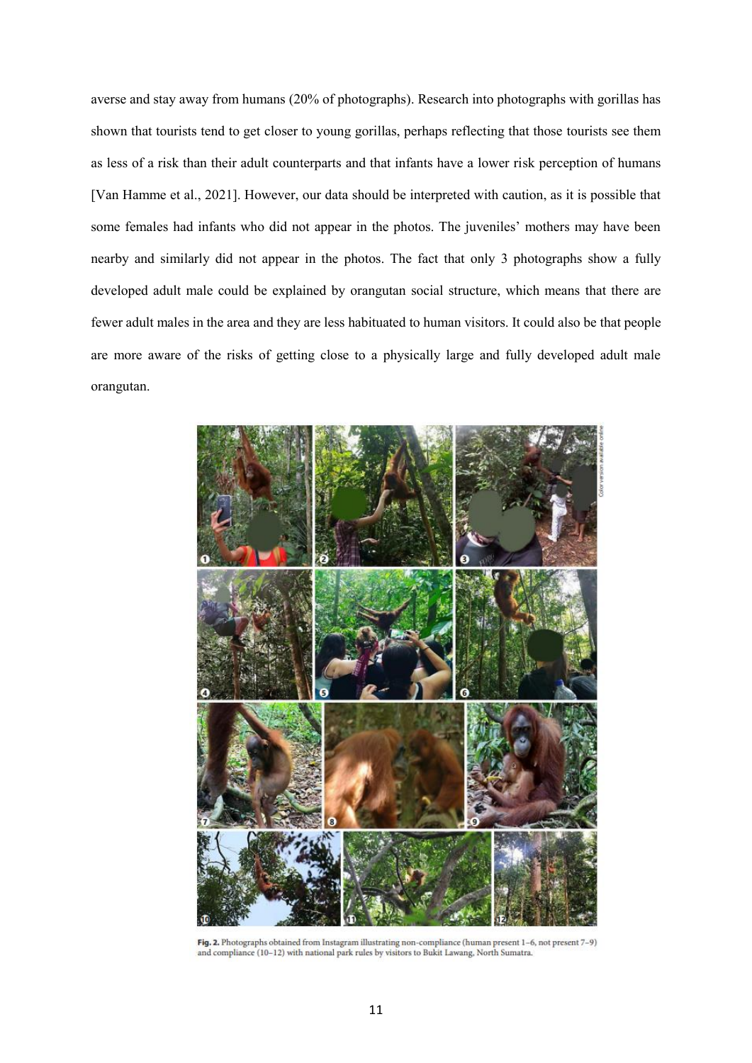averse and stay away from humans (20% of photographs). Research into photographs with gorillas has shown that tourists tend to get closer to young gorillas, perhaps reflecting that those tourists see them as less of a risk than their adult counterparts and that infants have a lower risk perception of humans [Van Hamme et al., 2021]. However, our data should be interpreted with caution, as it is possible that some females had infants who did not appear in the photos. The juveniles' mothers may have been nearby and similarly did not appear in the photos. The fact that only 3 photographs show a fully developed adult male could be explained by orangutan social structure, which means that there are fewer adult males in the area and they are less habituated to human visitors. It could also be that people are more aware of the risks of getting close to a physically large and fully developed adult male orangutan.

**Fig. 2.** Photographs obtained from Instagram illustrating non-compliance (human present 1–6, not present 7–9) and compliance (10–12) with national park rules by visitors to Bukit Lawang, North Sumatra.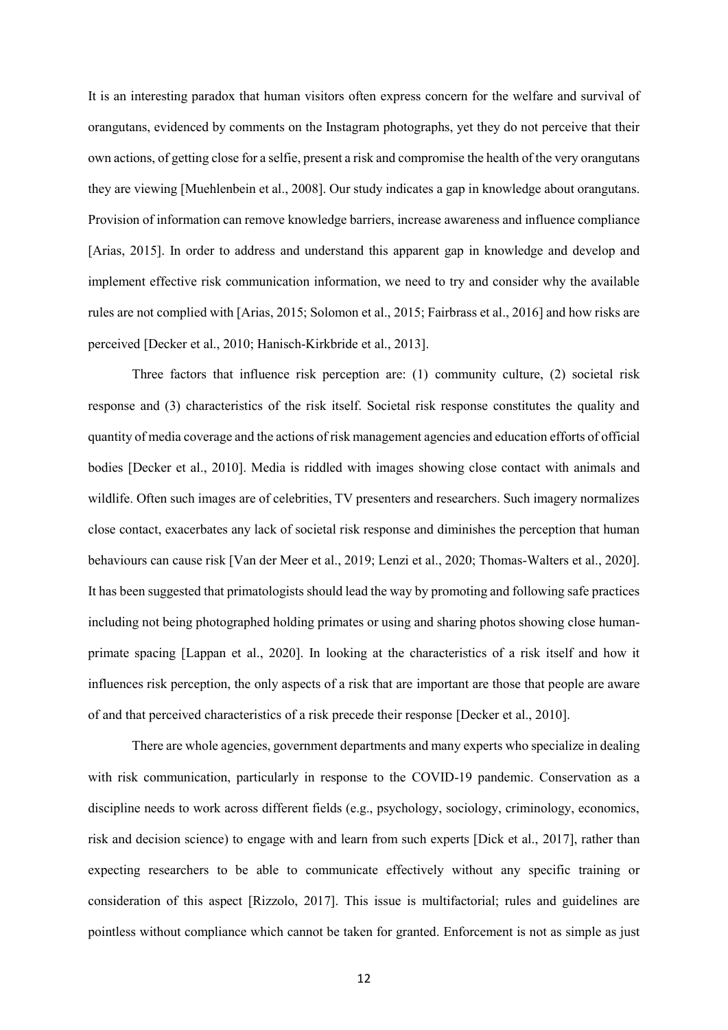It is an interesting paradox that human visitors often express concern for the welfare and survival of orangutans, evidenced by comments on the Instagram photographs, yet they do not perceive that their own actions, of getting close for a selfie, present a risk and compromise the health of the very orangutans they are viewing [Muehlenbein et al., 2008]. Our study indicates a gap in knowledge about orangutans. Provision of information can remove knowledge barriers, increase awareness and influence compliance [Arias, 2015]. In order to address and understand this apparent gap in knowledge and develop and implement effective risk communication information, we need to try and consider why the available rules are not complied with [Arias, 2015; Solomon et al., 2015; Fairbrass et al., 2016] and how risks are perceived [Decker et al., 2010; Hanisch-Kirkbride et al., 2013].

Three factors that influence risk perception are: (1) community culture, (2) societal risk response and (3) characteristics of the risk itself. Societal risk response constitutes the quality and quantity of media coverage and the actions of risk management agencies and education efforts of official bodies [Decker et al., 2010]. Media is riddled with images showing close contact with animals and wildlife. Often such images are of celebrities, TV presenters and researchers. Such imagery normalizes close contact, exacerbates any lack of societal risk response and diminishes the perception that human behaviours can cause risk [Van der Meer et al., 2019; Lenzi et al., 2020; Thomas-Walters et al., 2020]. It has been suggested that primatologists should lead the way by promoting and following safe practices including not being photographed holding primates or using and sharing photos showing close human-primate spacing [Lappan et al., 2020]. In looking at the characteristics of a risk itself and how it influences risk perception, the only aspects of a risk that are important are those that people are aware of and that perceived characteristics of a risk precede their response [Decker et al., 2010].

There are whole agencies, government departments and many experts who specialize in dealing with risk communication, particularly in response to the COVID-19 pandemic. Conservation as a discipline needs to work across different fields (e.g., psychology, sociology, criminology, economics, risk and decision science) to engage with and learn from such experts [Dick et al., 2017], rather than expecting researchers to be able to communicate effectively without any specific training or consideration of this aspect [Rizzolo, 2017]. This issue is multifactorial; rules and guidelines are pointless without compliance which cannot be taken for granted. Enforcement is not as simple as just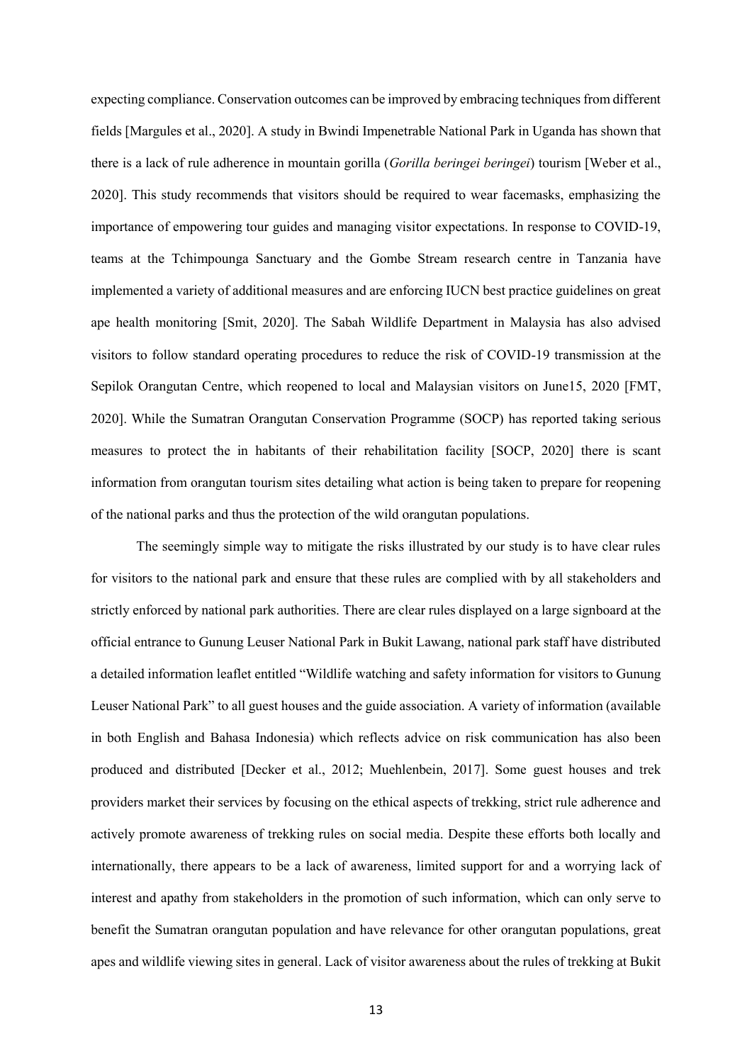expecting compliance. Conservation outcomes can be improved by embracing techniques from different fields [Margules et al., 2020]. A study in Bwindi Impenetrable National Park in Uganda has shown that there is a lack of rule adherence in mountain gorilla (*Gorilla beringei beringei*) tourism [Weber et al., 2020]. This study recommends that visitors should be required to wear facemasks, emphasizing the importance of empowering tour guides and managing visitor expectations. In response to COVID-19, teams at the Tchimpounga Sanctuary and the Gombe Stream research centre in Tanzania have implemented a variety of additional measures and are enforcing IUCN best practice guidelines on great ape health monitoring [Smit, 2020]. The Sabah Wildlife Department in Malaysia has also advised visitors to follow standard operating procedures to reduce the risk of COVID-19 transmission at the Sepilok Orangutan Centre, which reopened to local and Malaysian visitors on June15, 2020 [FMT, 2020]. While the Sumatran Orangutan Conservation Programme (SOCP) has reported taking serious measures to protect the in habitants of their rehabilitation facility [SOCP, 2020] there is scant information from orangutan tourism sites detailing what action is being taken to prepare for reopening of the national parks and thus the protection of the wild orangutan populations.

The seemingly simple way to mitigate the risks illustrated by our study is to have clear rules for visitors to the national park and ensure that these rules are complied with by all stakeholders and strictly enforced by national park authorities. There are clear rules displayed on a large signboard at the official entrance to Gunung Leuser National Park in Bukit Lawang, national park staff have distributed a detailed information leaflet entitled "Wildlife watching and safety information for visitors to Gunung Leuser National Park" to all guest houses and the guide association. A variety of information (available in both English and Bahasa Indonesia) which reflects advice on risk communication has also been produced and distributed [Decker et al., 2012; Muehlenbein, 2017]. Some guest houses and trek providers market their services by focusing on the ethical aspects of trekking, strict rule adherence and actively promote awareness of trekking rules on social media. Despite these efforts both locally and internationally, there appears to be a lack of awareness, limited support for and a worrying lack of interest and apathy from stakeholders in the promotion of such information, which can only serve to benefit the Sumatran orangutan population and have relevance for other orangutan populations, great apes and wildlife viewing sites in general. Lack of visitor awareness about the rules of trekking at Bukit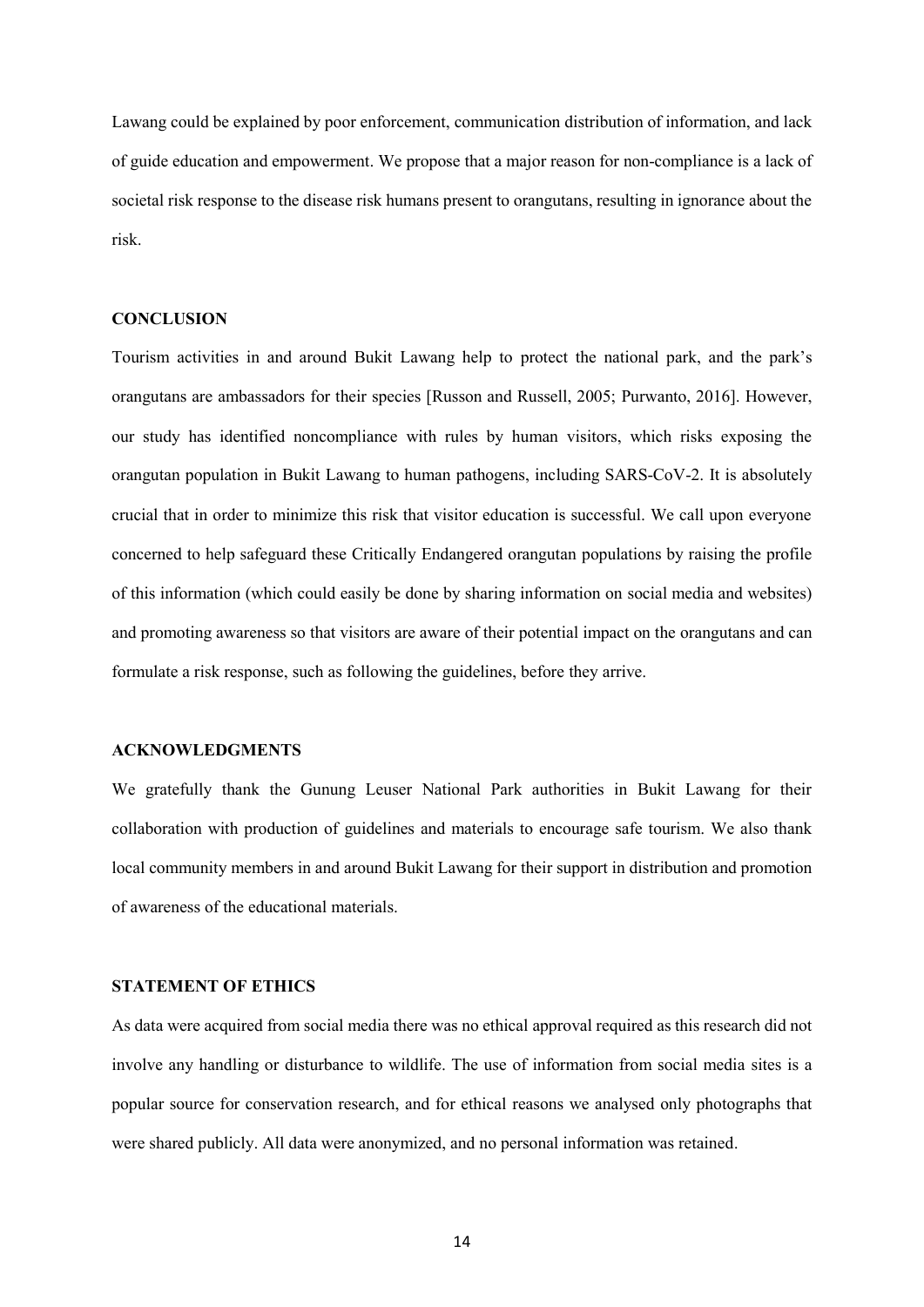Lawang could be explained by poor enforcement, communication distribution of information, and lack of guide education and empowerment. We propose that a major reason for non-compliance is a lack of societal risk response to the disease risk humans present to orangutans, resulting in ignorance about the risk.

## CONCLUSION

Tourism activities in and around Bukit Lawang help to protect the national park, and the park's orangutans are ambassadors for their species [Russon and Russell, 2005; Purwanto, 2016]. However, our study has identified noncompliance with rules by human visitors, which risks exposing the orangutan population in Bukit Lawang to human pathogens, including SARS-CoV-2. It is absolutely crucial that in order to minimize this risk that visitor education is successful. We call upon everyone concerned to help safeguard these Critically Endangered orangutan populations by raising the profile of this information (which could easily be done by sharing information on social media and websites) and promoting awareness so that visitors are aware of their potential impact on the orangutans and can formulate a risk response, such as following the guidelines, before they arrive.

## ACKNOWLEDGMENTS

We gratefully thank the Gunung Leuser National Park authorities in Bukit Lawang for their collaboration with production of guidelines and materials to encourage safe tourism. We also thank local community members in and around Bukit Lawang for their support in distribution and promotion of awareness of the educational materials.

## STATEMENT OF ETHICS

As data were acquired from social media there was no ethical approval required as this research did not involve any handling or disturbance to wildlife. The use of information from social media sites is a popular source for conservation research, and for ethical reasons we analysed only photographs that were shared publicly. All data were anonymized, and no personal information was retained.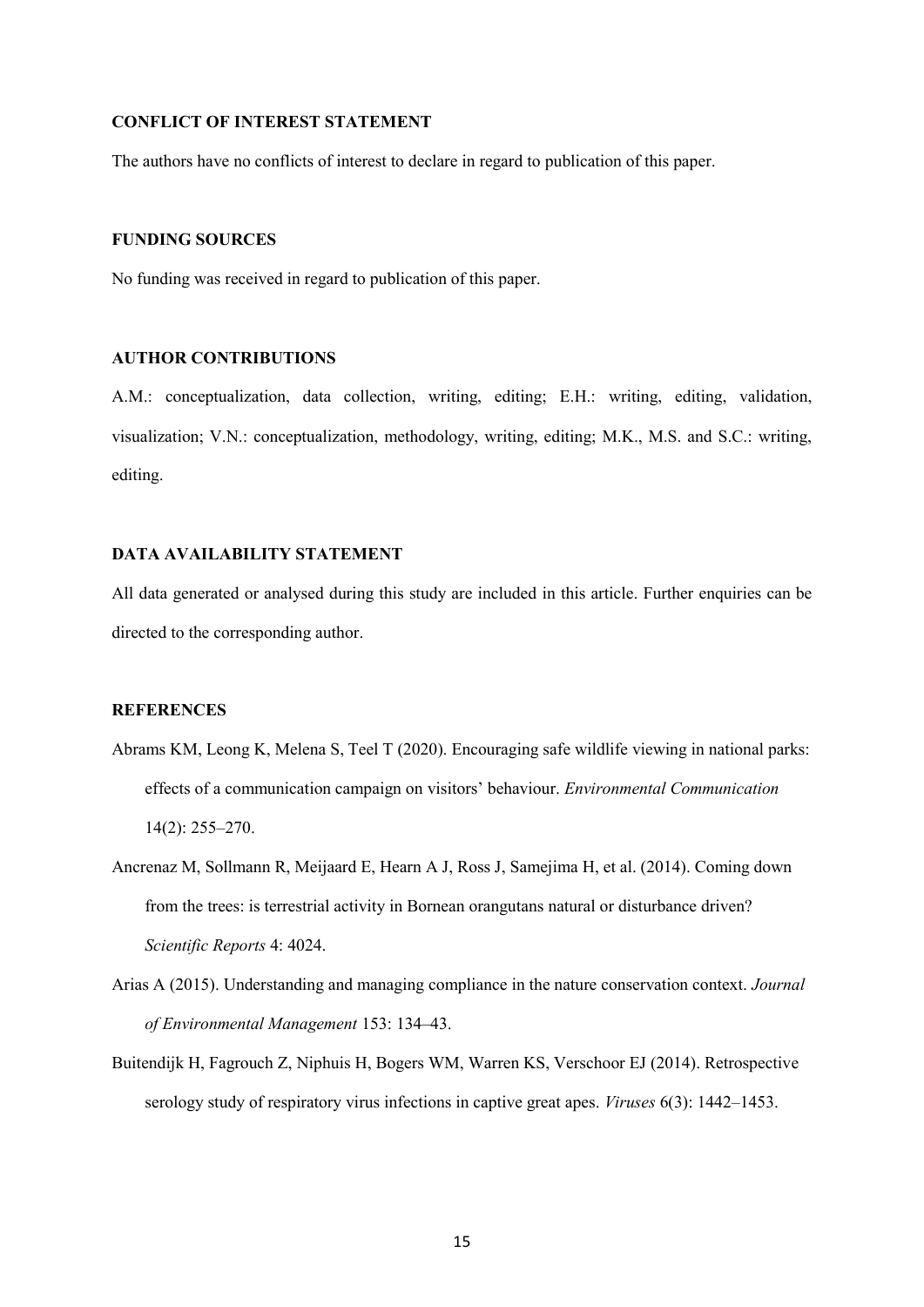## CONFLICT OF INTEREST STATEMENT

The authors have no conflicts of interest to declare in regard to publication of this paper.

## FUNDING SOURCES

No funding was received in regard to publication of this paper.

## AUTHOR CONTRIBUTIONS

A.M.: conceptualization, data collection, writing, editing; E.H.: writing, editing, validation, visualization; V.N.: conceptualization, methodology, writing, editing; M.K., M.S. and S.C.: writing, editing.

## DATA AVAILABILITY STATEMENT

All data generated or analysed during this study are included in this article. Further enquiries can be directed to the corresponding author.

## REFERENCES

Abrams KM, Leong K, Melena S, Teel T (2020). Encouraging safe wildlife viewing in national parks: effects of a communication campaign on visitors' behaviour. *Environmental Communication* 14(2): 255–270.

Ancrenaz M, Sollmann R, Meijaard E, Hearn A J, Ross J, Samejima H, et al. (2014). Coming down from the trees: is terrestrial activity in Bornean orangutans natural or disturbance driven? *Scientific Reports* 4: 4024.

Arias A (2015). Understanding and managing compliance in the nature conservation context. *Journal of Environmental Management* 153: 134–43.

Buitendijk H, Fagrouch Z, Niphuis H, Bogers WM, Warren KS, Verschoor EJ (2014). Retrospective serology study of respiratory virus infections in captive great apes. *Viruses* 6(3): 1442–1453.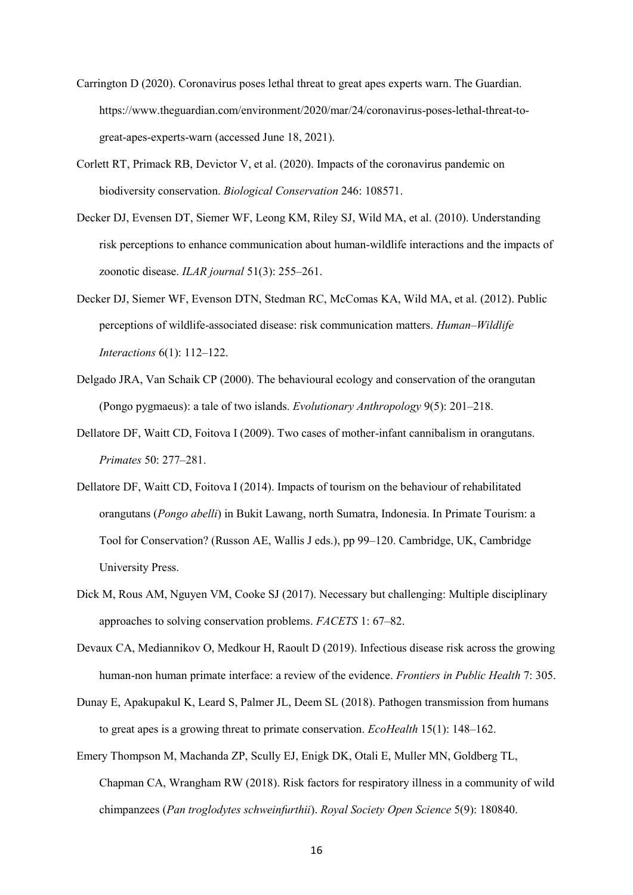Carrington D (2020). Coronavirus poses lethal threat to great apes experts warn. The Guardian. https://www.theguardian.com/environment/2020/mar/24/coronavirus-poses-lethal-threat-to-great-apes-experts-warn (accessed June 18, 2021).

Corlett RT, Primack RB, Devictor V, et al. (2020). Impacts of the coronavirus pandemic on biodiversity conservation. *Biological Conservation* 246: 108571.

Decker DJ, Evensen DT, Siemer WF, Leong KM, Riley SJ, Wild MA, et al. (2010). Understanding risk perceptions to enhance communication about human-wildlife interactions and the impacts of zoonotic disease. *ILAR journal* 51(3): 255–261.

Decker DJ, Siemer WF, Evenson DTN, Stedman RC, McComas KA, Wild MA, et al. (2012). Public perceptions of wildlife-associated disease: risk communication matters. *Human–Wildlife Interactions* 6(1): 112–122.

Delgado JRA, Van Schaik CP (2000). The behavioural ecology and conservation of the orangutan (Pongo pygmaeus): a tale of two islands. *Evolutionary Anthropology* 9(5): 201–218.

Dellatore DF, Waitt CD, Foitova I (2009). Two cases of mother-infant cannibalism in orangutans. *Primates* 50: 277–281.

Dellatore DF, Waitt CD, Foitova I (2014). Impacts of tourism on the behaviour of rehabilitated orangutans (*Pongo abelli*) in Bukit Lawang, north Sumatra, Indonesia. In Primate Tourism: a Tool for Conservation? (Russon AE, Wallis J eds.), pp 99–120. Cambridge, UK, Cambridge University Press.

Dick M, Rous AM, Nguyen VM, Cooke SJ (2017). Necessary but challenging: Multiple disciplinary approaches to solving conservation problems. *FACETS* 1: 67–82.

Devaux CA, Mediannikov O, Medkour H, Raoult D (2019). Infectious disease risk across the growing human-non human primate interface: a review of the evidence. *Frontiers in Public Health* 7: 305.

Dunay E, Apakupakul K, Leard S, Palmer JL, Deem SL (2018). Pathogen transmission from humans to great apes is a growing threat to primate conservation. *EcoHealth* 15(1): 148–162.

Emery Thompson M, Machanda ZP, Scully EJ, Enigk DK, Otali E, Muller MN, Goldberg TL, Chapman CA, Wrangham RW (2018). Risk factors for respiratory illness in a community of wild chimpanzees (*Pan troglodytes schweinfurthii*). *Royal Society Open Science* 5(9): 180840.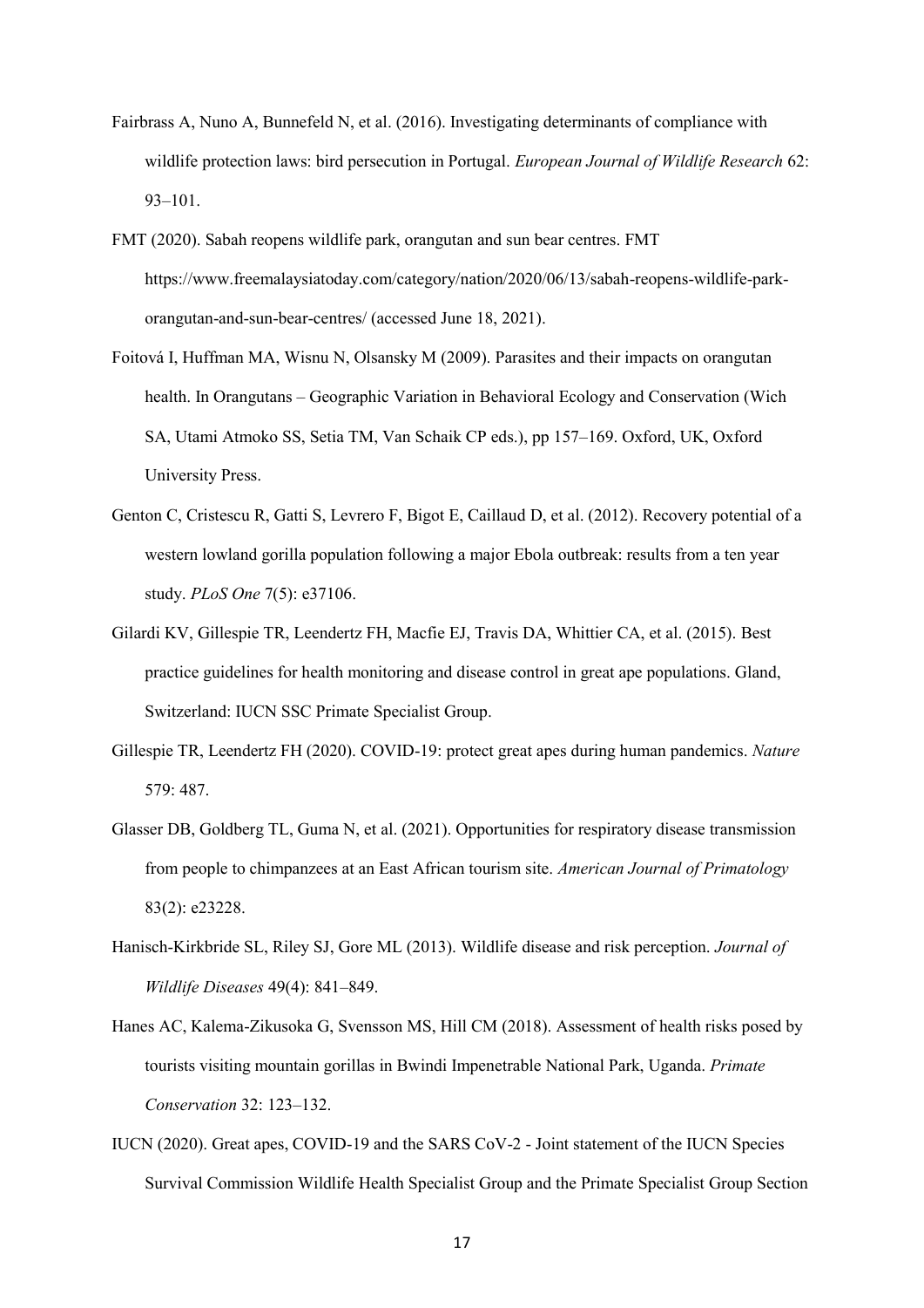Fairbrass A, Nuno A, Bunnefeld N, et al. (2016). Investigating determinants of compliance with wildlife protection laws: bird persecution in Portugal. *European Journal of Wildlife Research* 62: 93–101.

FMT (2020). Sabah reopens wildlife park, orangutan and sun bear centres. FMT https://www.freemalaysiatoday.com/category/nation/2020/06/13/sabah-reopens-wildlife-park-orangutan-and-sun-bear-centres/ (accessed June 18, 2021).

Foitová I, Huffman MA, Wisnu N, Olsansky M (2009). Parasites and their impacts on orangutan health. In Orangutans – Geographic Variation in Behavioral Ecology and Conservation (Wich SA, Utami Atmoko SS, Setia TM, Van Schaik CP eds.), pp 157–169. Oxford, UK, Oxford University Press.

Genton C, Cristescu R, Gatti S, Levrero F, Bigot E, Caillaud D, et al. (2012). Recovery potential of a western lowland gorilla population following a major Ebola outbreak: results from a ten year study. *PLoS One* 7(5): e37106.

Gilardi KV, Gillespie TR, Leendertz FH, Macfie EJ, Travis DA, Whittier CA, et al. (2015). Best practice guidelines for health monitoring and disease control in great ape populations. Gland, Switzerland: IUCN SSC Primate Specialist Group.

Gillespie TR, Leendertz FH (2020). COVID-19: protect great apes during human pandemics. *Nature* 579: 487.

Glasser DB, Goldberg TL, Guma N, et al. (2021). Opportunities for respiratory disease transmission from people to chimpanzees at an East African tourism site. *American Journal of Primatology* 83(2): e23228.

Hanisch-Kirkbride SL, Riley SJ, Gore ML (2013). Wildlife disease and risk perception. *Journal of Wildlife Diseases* 49(4): 841–849.

Hanes AC, Kalema-Zikusoka G, Svensson MS, Hill CM (2018). Assessment of health risks posed by tourists visiting mountain gorillas in Bwindi Impenetrable National Park, Uganda. *Primate Conservation* 32: 123–132.

IUCN (2020). Great apes, COVID-19 and the SARS CoV-2 - Joint statement of the IUCN Species Survival Commission Wildlife Health Specialist Group and the Primate Specialist Group Section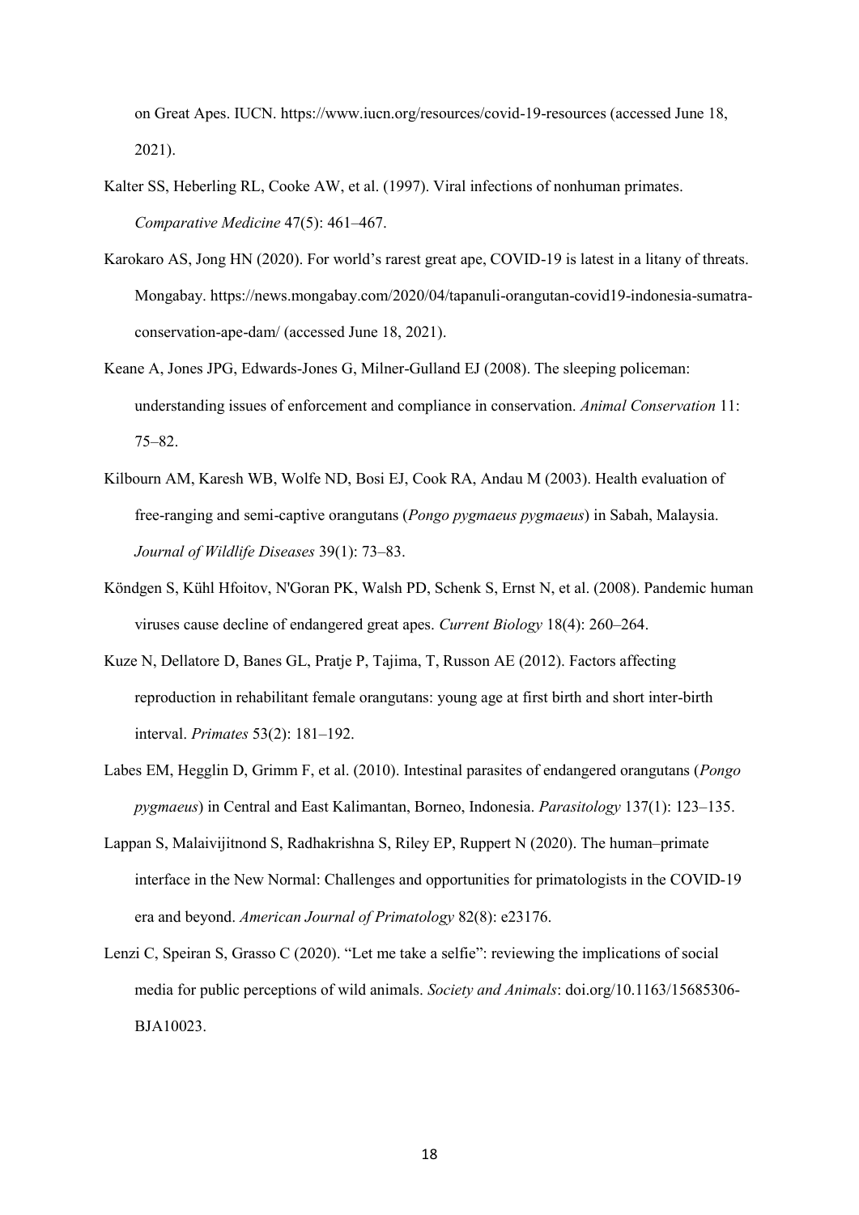on Great Apes. IUCN. https://www.iucn.org/resources/covid-19-resources (accessed June 18, 2021).

Kalter SS, Heberling RL, Cooke AW, et al. (1997). Viral infections of nonhuman primates. *Comparative Medicine* 47(5): 461–467.

Karokaro AS, Jong HN (2020). For world's rarest great ape, COVID-19 is latest in a litany of threats. Mongabay. https://news.mongabay.com/2020/04/tapanuli-orangutan-covid19-indonesia-sumatra-conservation-ape-dam/ (accessed June 18, 2021).

Keane A, Jones JPG, Edwards-Jones G, Milner-Gulland EJ (2008). The sleeping policeman: understanding issues of enforcement and compliance in conservation. *Animal Conservation* 11: 75–82.

Kilbourn AM, Karesh WB, Wolfe ND, Bosi EJ, Cook RA, Andau M (2003). Health evaluation of free-ranging and semi-captive orangutans (*Pongo pygmaeus pygmaeus*) in Sabah, Malaysia. *Journal of Wildlife Diseases* 39(1): 73–83.

Köndgen S, Kühl Hfoitov, N'Goran PK, Walsh PD, Schenk S, Ernst N, et al. (2008). Pandemic human viruses cause decline of endangered great apes. *Current Biology* 18(4): 260–264.

Kuze N, Dellatore D, Banes GL, Pratje P, Tajima, T, Russon AE (2012). Factors affecting reproduction in rehabilitant female orangutans: young age at first birth and short inter-birth interval. *Primates* 53(2): 181–192.

Labes EM, Hegglin D, Grimm F, et al. (2010). Intestinal parasites of endangered orangutans (*Pongo pygmaeus*) in Central and East Kalimantan, Borneo, Indonesia. *Parasitology* 137(1): 123–135.

Lappan S, Malaivijitnond S, Radhakrishna S, Riley EP, Ruppert N (2020). The human–primate interface in the New Normal: Challenges and opportunities for primatologists in the COVID-19 era and beyond. *American Journal of Primatology* 82(8): e23176.

Lenzi C, Speiran S, Grasso C (2020). "Let me take a selfie": reviewing the implications of social media for public perceptions of wild animals. *Society and Animals*: doi.org/10.1163/15685306-BJA10023.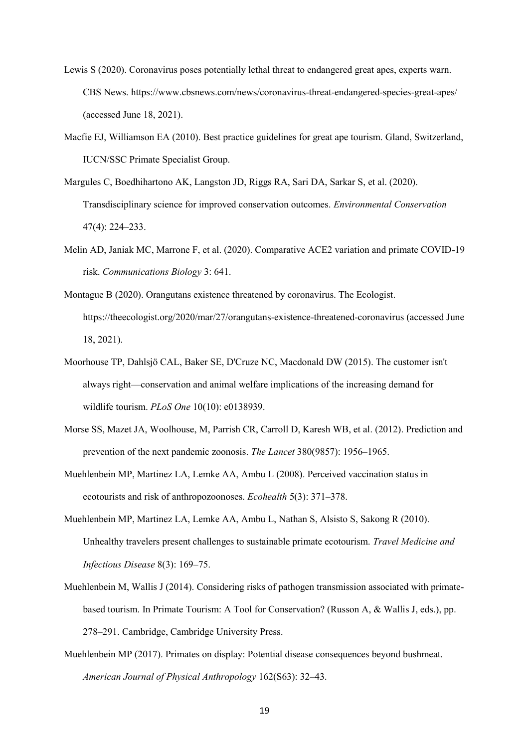Lewis S (2020). Coronavirus poses potentially lethal threat to endangered great apes, experts warn. CBS News. https://www.cbsnews.com/news/coronavirus-threat-endangered-species-great-apes/ (accessed June 18, 2021).

Macfie EJ, Williamson EA (2010). Best practice guidelines for great ape tourism. Gland, Switzerland, IUCN/SSC Primate Specialist Group.

Margules C, Boedhihartono AK, Langston JD, Riggs RA, Sari DA, Sarkar S, et al. (2020). Transdisciplinary science for improved conservation outcomes. *Environmental Conservation* 47(4): 224–233.

Melin AD, Janiak MC, Marrone F, et al. (2020). Comparative ACE2 variation and primate COVID-19 risk. *Communications Biology* 3: 641.

Montague B (2020). Orangutans existence threatened by coronavirus. The Ecologist. https://theecologist.org/2020/mar/27/orangutans-existence-threatened-coronavirus (accessed June 18, 2021).

Moorhouse TP, Dahlsjö CAL, Baker SE, D'Cruze NC, Macdonald DW (2015). The customer isn't always right—conservation and animal welfare implications of the increasing demand for wildlife tourism. *PLoS One* 10(10): e0138939.

Morse SS, Mazet JA, Woolhouse, M, Parrish CR, Carroll D, Karesh WB, et al. (2012). Prediction and prevention of the next pandemic zoonosis. *The Lancet* 380(9857): 1956–1965.

Muehlenbein MP, Martinez LA, Lemke AA, Ambu L (2008). Perceived vaccination status in ecotourists and risk of anthropozoonoses. *Ecohealth* 5(3): 371–378.

Muehlenbein MP, Martinez LA, Lemke AA, Ambu L, Nathan S, Alsisto S, Sakong R (2010). Unhealthy travelers present challenges to sustainable primate ecotourism. *Travel Medicine and Infectious Disease* 8(3): 169–75.

Muehlenbein M, Wallis J (2014). Considering risks of pathogen transmission associated with primate-based tourism. In Primate Tourism: A Tool for Conservation? (Russon A, & Wallis J, eds.), pp. 278–291. Cambridge, Cambridge University Press.

Muehlenbein MP (2017). Primates on display: Potential disease consequences beyond bushmeat. *American Journal of Physical Anthropology* 162(S63): 32–43.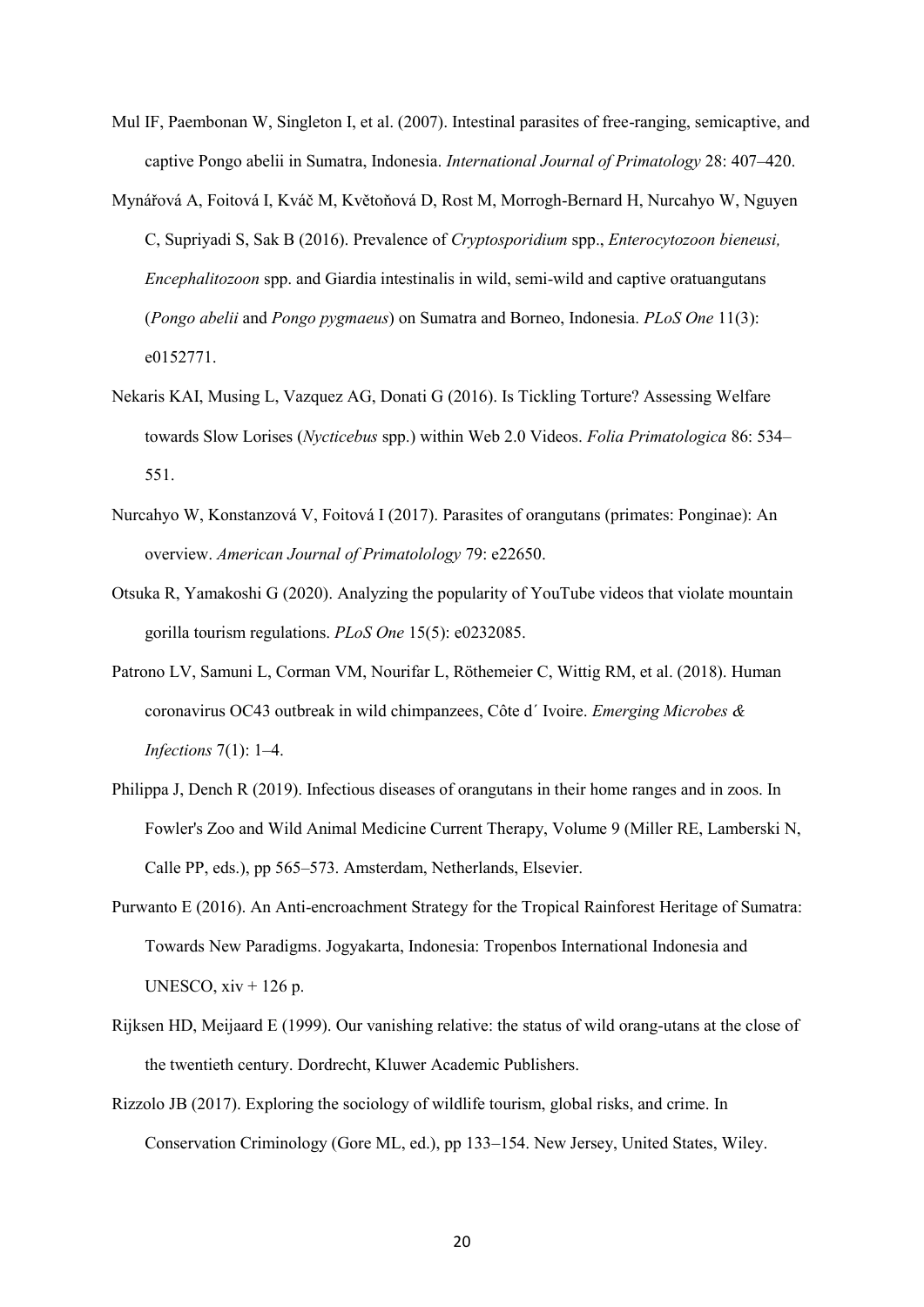Mul IF, Paembonan W, Singleton I, et al. (2007). Intestinal parasites of free-ranging, semicaptive, and captive Pongo abelii in Sumatra, Indonesia. *International Journal of Primatology* 28: 407–420.

Mynářová A, Foitová I, Kváč M, Květoňová D, Rost M, Morrogh-Bernard H, Nurcahyo W, Nguyen C, Supriyadi S, Sak B (2016). Prevalence of *Cryptosporidium* spp., *Enterocytozoon bieneusi, Encephalitozoon* spp. and Giardia intestinalis in wild, semi-wild and captive oratuangutans (*Pongo abelii* and *Pongo pygmaeus*) on Sumatra and Borneo, Indonesia. *PLoS One* 11(3): e0152771.

Nekaris KAI, Musing L, Vazquez AG, Donati G (2016). Is Tickling Torture? Assessing Welfare towards Slow Lorises (*Nycticebus* spp.) within Web 2.0 Videos. *Folia Primatologica* 86: 534–551.

Nurcahyo W, Konstanzová V, Foitová I (2017). Parasites of orangutans (primates: Ponginae): An overview. *American Journal of Primatolology* 79: e22650.

Otsuka R, Yamakoshi G (2020). Analyzing the popularity of YouTube videos that violate mountain gorilla tourism regulations. *PLoS One* 15(5): e0232085.

Patrono LV, Samuni L, Corman VM, Nourifar L, Röthemeier C, Wittig RM, et al. (2018). Human coronavirus OC43 outbreak in wild chimpanzees, Côte d´ Ivoire. *Emerging Microbes & Infections* 7(1): 1–4.

Philippa J, Dench R (2019). Infectious diseases of orangutans in their home ranges and in zoos. In Fowler's Zoo and Wild Animal Medicine Current Therapy, Volume 9 (Miller RE, Lamberski N, Calle PP, eds.), pp 565–573. Amsterdam, Netherlands, Elsevier.

Purwanto E (2016). An Anti-encroachment Strategy for the Tropical Rainforest Heritage of Sumatra: Towards New Paradigms. Jogyakarta, Indonesia: Tropenbos International Indonesia and UNESCO, xiv + 126 p.

Rijksen HD, Meijaard E (1999). Our vanishing relative: the status of wild orang-utans at the close of the twentieth century. Dordrecht, Kluwer Academic Publishers.

Rizzolo JB (2017). Exploring the sociology of wildlife tourism, global risks, and crime. In Conservation Criminology (Gore ML, ed.), pp 133–154. New Jersey, United States, Wiley.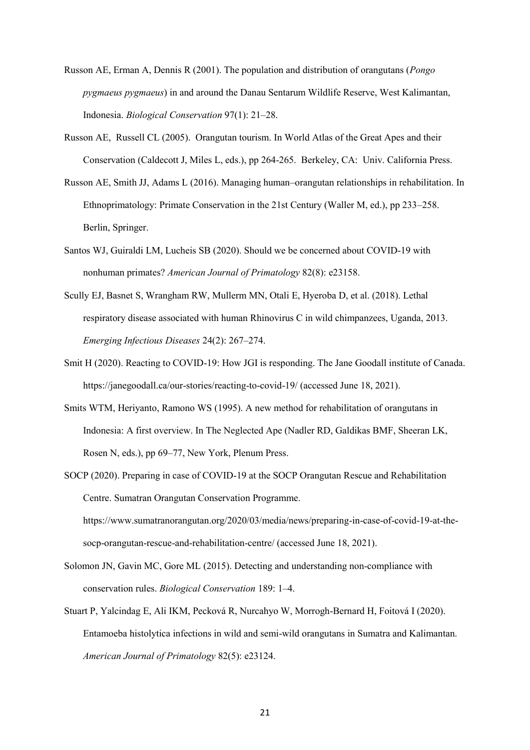Russon AE, Erman A, Dennis R (2001). The population and distribution of orangutans (*Pongo pygmaeus pygmaeus*) in and around the Danau Sentarum Wildlife Reserve, West Kalimantan, Indonesia. *Biological Conservation* 97(1): 21–28.

Russon AE, Russell CL (2005). Orangutan tourism. In World Atlas of the Great Apes and their Conservation (Caldecott J, Miles L, eds.), pp 264-265. Berkeley, CA: Univ. California Press.

Russon AE, Smith JJ, Adams L (2016). Managing human–orangutan relationships in rehabilitation. In Ethnoprimatology: Primate Conservation in the 21st Century (Waller M, ed.), pp 233–258. Berlin, Springer.

Santos WJ, Guiraldi LM, Lucheis SB (2020). Should we be concerned about COVID-19 with nonhuman primates? *American Journal of Primatology* 82(8): e23158.

Scully EJ, Basnet S, Wrangham RW, Mullerm MN, Otali E, Hyeroba D, et al. (2018). Lethal respiratory disease associated with human Rhinovirus C in wild chimpanzees, Uganda, 2013. *Emerging Infectious Diseases* 24(2): 267–274.

Smit H (2020). Reacting to COVID-19: How JGI is responding. The Jane Goodall institute of Canada. https://janegoodall.ca/our-stories/reacting-to-covid-19/ (accessed June 18, 2021).

Smits WTM, Heriyanto, Ramono WS (1995). A new method for rehabilitation of orangutans in Indonesia: A first overview. In The Neglected Ape (Nadler RD, Galdikas BMF, Sheeran LK, Rosen N, eds.), pp 69–77, New York, Plenum Press.

SOCP (2020). Preparing in case of COVID-19 at the SOCP Orangutan Rescue and Rehabilitation Centre. Sumatran Orangutan Conservation Programme. https://www.sumatranorangutan.org/2020/03/media/news/preparing-in-case-of-covid-19-at-the-socp-orangutan-rescue-and-rehabilitation-centre/ (accessed June 18, 2021).

Solomon JN, Gavin MC, Gore ML (2015). Detecting and understanding non-compliance with conservation rules. *Biological Conservation* 189: 1–4.

Stuart P, Yalcindag E, Ali IKM, Pecková R, Nurcahyo W, Morrogh-Bernard H, Foitová I (2020). Entamoeba histolytica infections in wild and semi-wild orangutans in Sumatra and Kalimantan. *American Journal of Primatology* 82(5): e23124.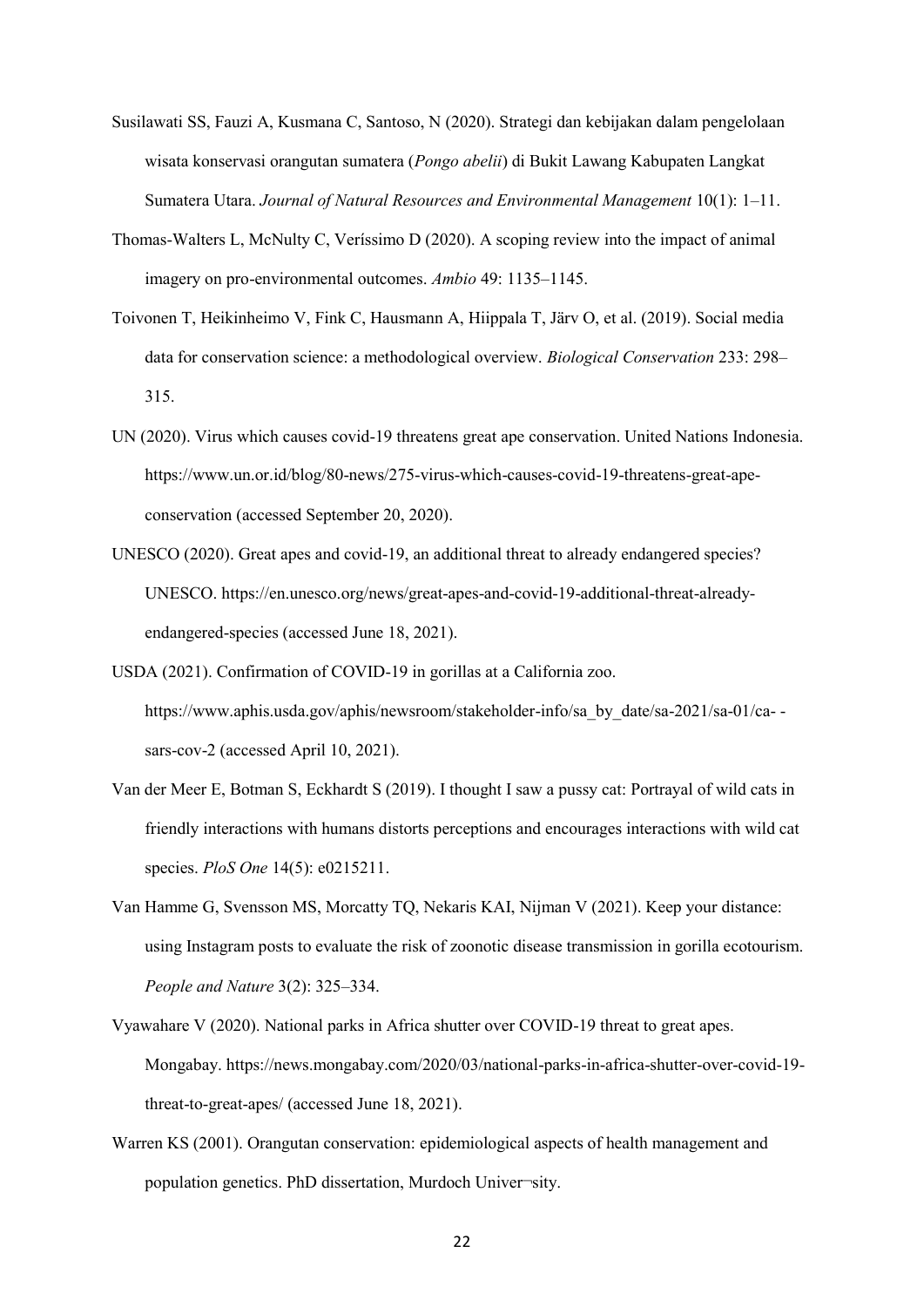Susilawati SS, Fauzi A, Kusmana C, Santoso, N (2020). Strategi dan kebijakan dalam pengelolaan wisata konservasi orangutan sumatera (*Pongo abelii*) di Bukit Lawang Kabupaten Langkat Sumatera Utara. *Journal of Natural Resources and Environmental Management* 10(1): 1–11.

Thomas-Walters L, McNulty C, Veríssimo D (2020). A scoping review into the impact of animal imagery on pro-environmental outcomes. *Ambio* 49: 1135–1145.

Toivonen T, Heikinheimo V, Fink C, Hausmann A, Hiippala T, Järv O, et al. (2019). Social media data for conservation science: a methodological overview. *Biological Conservation* 233: 298–315.

UN (2020). Virus which causes covid-19 threatens great ape conservation. United Nations Indonesia. https://www.un.or.id/blog/80-news/275-virus-which-causes-covid-19-threatens-great-ape-conservation (accessed September 20, 2020).

UNESCO (2020). Great apes and covid-19, an additional threat to already endangered species? UNESCO. https://en.unesco.org/news/great-apes-and-covid-19-additional-threat-already-endangered-species (accessed June 18, 2021).

USDA (2021). Confirmation of COVID-19 in gorillas at a California zoo. https://www.aphis.usda.gov/aphis/newsroom/stakeholder-info/sa_by_date/sa-2021/sa-01/ca- -sars-cov-2 (accessed April 10, 2021).

Van der Meer E, Botman S, Eckhardt S (2019). I thought I saw a pussy cat: Portrayal of wild cats in friendly interactions with humans distorts perceptions and encourages interactions with wild cat species. *PloS One* 14(5): e0215211.

Van Hamme G, Svensson MS, Morcatty TQ, Nekaris KAI, Nijman V (2021). Keep your distance: using Instagram posts to evaluate the risk of zoonotic disease transmission in gorilla ecotourism. *People and Nature* 3(2): 325–334.

Vyawahare V (2020). National parks in Africa shutter over COVID-19 threat to great apes. Mongabay. https://news.mongabay.com/2020/03/national-parks-in-africa-shutter-over-covid-19-threat-to-great-apes/ (accessed June 18, 2021).

Warren KS (2001). Orangutan conservation: epidemiological aspects of health management and population genetics. PhD dissertation, Murdoch Univer¬sity.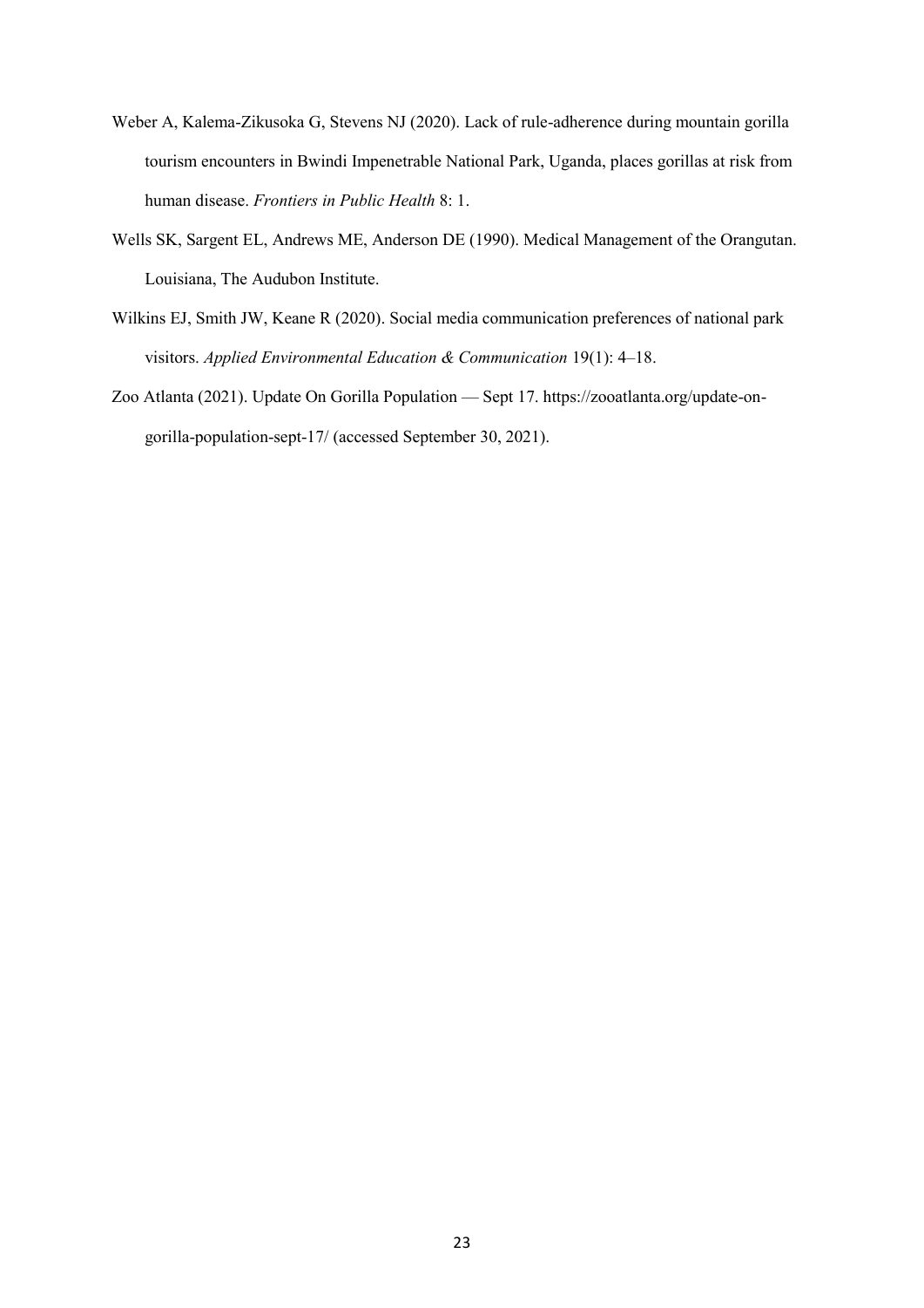Weber A, Kalema-Zikusoka G, Stevens NJ (2020). Lack of rule-adherence during mountain gorilla tourism encounters in Bwindi Impenetrable National Park, Uganda, places gorillas at risk from human disease. *Frontiers in Public Health* 8: 1.

Wells SK, Sargent EL, Andrews ME, Anderson DE (1990). Medical Management of the Orangutan. Louisiana, The Audubon Institute.

Wilkins EJ, Smith JW, Keane R (2020). Social media communication preferences of national park visitors. *Applied Environmental Education & Communication* 19(1): 4–18.

Zoo Atlanta (2021). Update On Gorilla Population — Sept 17. https://zooatlanta.org/update-on-gorilla-population-sept-17/ (accessed September 30, 2021).